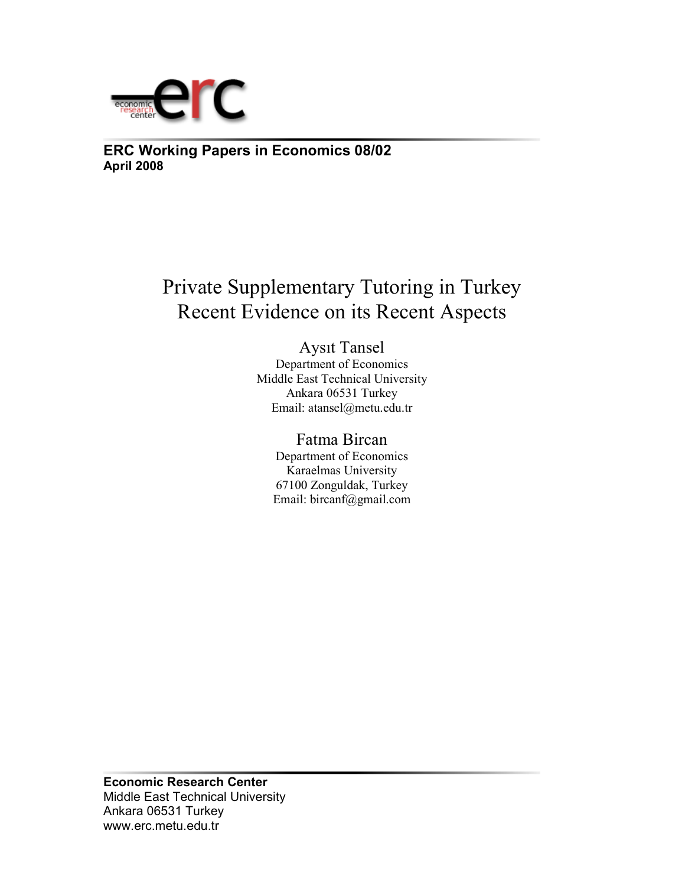**ERC Working Papers in Economics 08/02**
**April 2008**

# Private Supplementary Tutoring in Turkey Recent Evidence on its Recent Aspects

Aysıt Tansel
Department of Economics
Middle East Technical University
Ankara 06531 Turkey
Email: atansel@metu.edu.tr

Fatma Bircan
Department of Economics
Karaelmas University
67100 Zonguldak, Turkey
Email: bircanf@gmail.com

**Economic Research Center**
Middle East Technical University
Ankara 06531 Turkey
www.erc.metu.edu.tr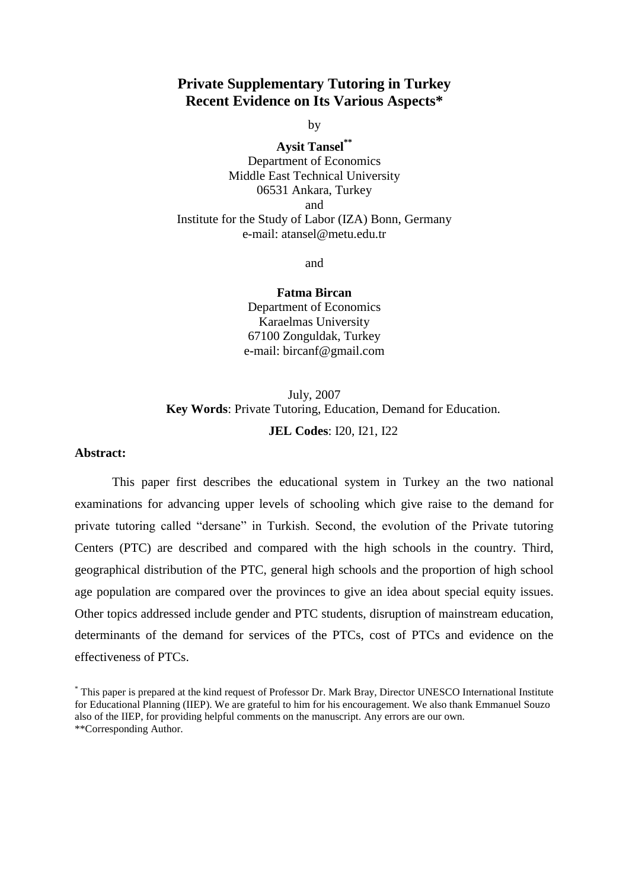# Private Supplementary Tutoring in Turkey Recent Evidence on Its Various Aspects*

by

**Aysit Tansel****
Department of Economics
Middle East Technical University
06531 Ankara, Turkey
and
Institute for the Study of Labor (IZA) Bonn, Germany
e-mail: atansel@metu.edu.tr

and

**Fatma Bircan**
Department of Economics
Karaelmas University
67100 Zonguldak, Turkey
e-mail: bircanf@gmail.com

July, 2007

**Key Words**: Private Tutoring, Education, Demand for Education.

**JEL Codes**: I20, I21, I22

**Abstract:**

This paper first describes the educational system in Turkey an the two national examinations for advancing upper levels of schooling which give raise to the demand for private tutoring called "dersane" in Turkish. Second, the evolution of the Private tutoring Centers (PTC) are described and compared with the high schools in the country. Third, geographical distribution of the PTC, general high schools and the proportion of high school age population are compared over the provinces to give an idea about special equity issues. Other topics addressed include gender and PTC students, disruption of mainstream education, determinants of the demand for services of the PTCs, cost of PTCs and evidence on the effectiveness of PTCs.

* This paper is prepared at the kind request of Professor Dr. Mark Bray, Director UNESCO International Institute for Educational Planning (IIEP). We are grateful to him for his encouragement. We also thank Emmanuel Souzo also of the IIEP, for providing helpful comments on the manuscript. Any errors are our own.
**Corresponding Author.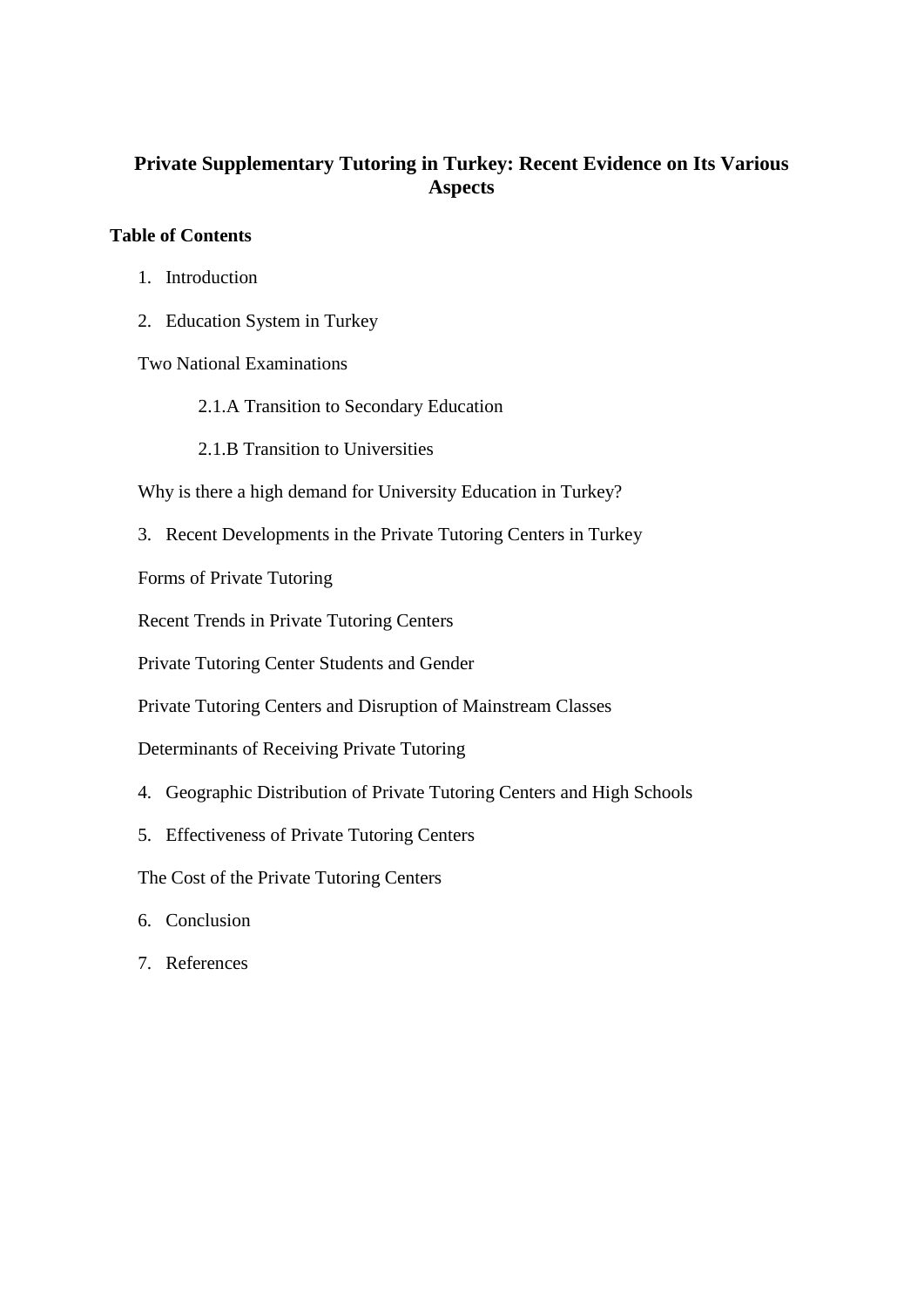# Private Supplementary Tutoring in Turkey: Recent Evidence on Its Various Aspects

**Table of Contents**

1. Introduction
2. Education System in Turkey

   Two National Examinations

   2.1.A Transition to Secondary Education

   2.1.B Transition to Universities

   Why is there a high demand for University Education in Turkey?

3. Recent Developments in the Private Tutoring Centers in Turkey

   Forms of Private Tutoring

   Recent Trends in Private Tutoring Centers

   Private Tutoring Center Students and Gender

   Private Tutoring Centers and Disruption of Mainstream Classes

   Determinants of Receiving Private Tutoring

4. Geographic Distribution of Private Tutoring Centers and High Schools
5. Effectiveness of Private Tutoring Centers

   The Cost of the Private Tutoring Centers

6. Conclusion
7. References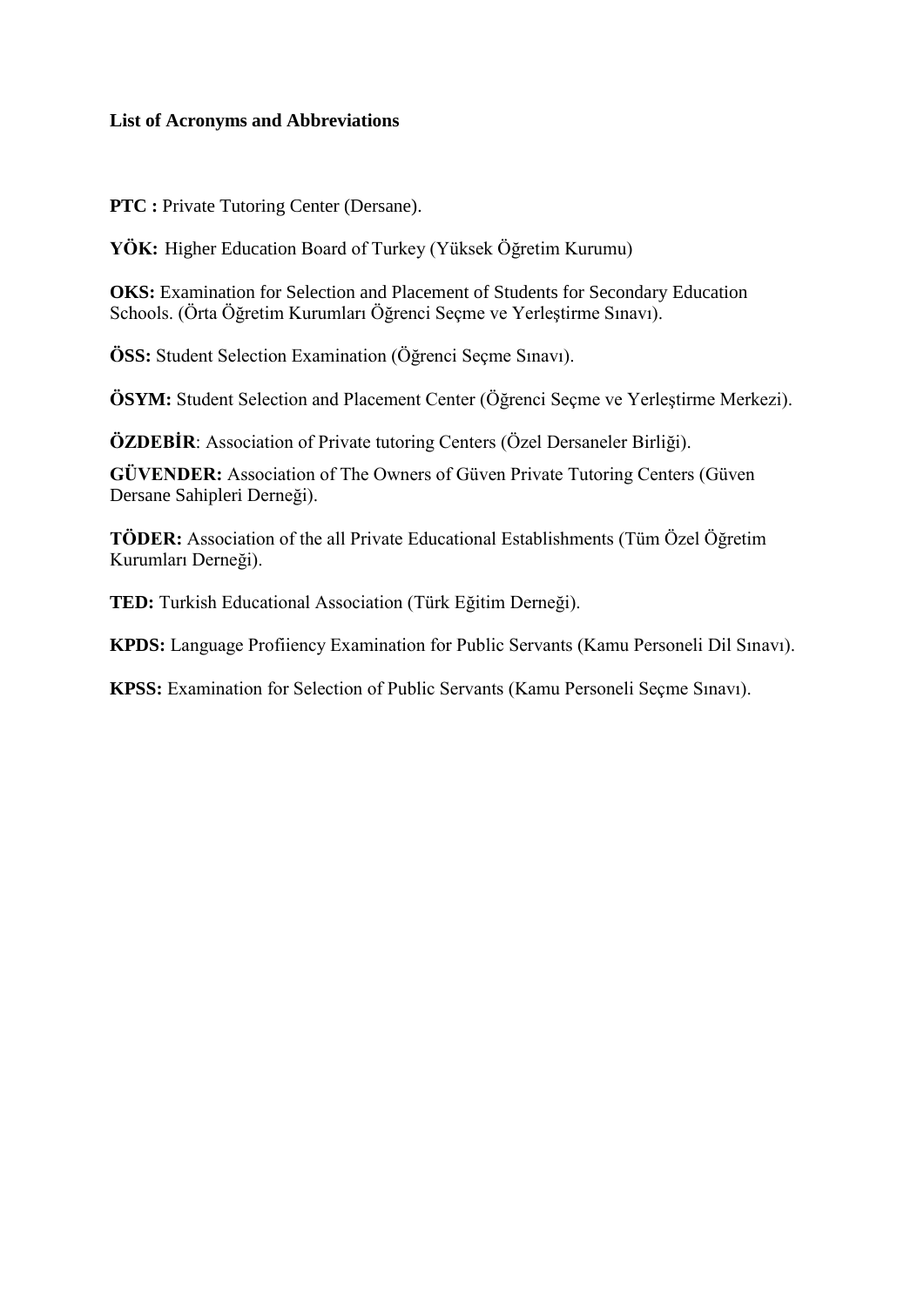**List of Acronyms and Abbreviations**

**PTC :** Private Tutoring Center (Dersane).

**YÖK:** Higher Education Board of Turkey (Yüksek Öğretim Kurumu)

**OKS:** Examination for Selection and Placement of Students for Secondary Education Schools. (Örta Öğretim Kurumları Öğrenci Seçme ve Yerleştirme Sınavı).

**ÖSS:** Student Selection Examination (Öğrenci Seçme Sınavı).

**ÖSYM:** Student Selection and Placement Center (Öğrenci Seçme ve Yerleştirme Merkezi).

**ÖZDEBİR**: Association of Private tutoring Centers (Özel Dersaneler Birliği).

**GÜVENDER:** Association of The Owners of Güven Private Tutoring Centers (Güven Dersane Sahipleri Derneği).

**TÖDER:** Association of the all Private Educational Establishments (Tüm Özel Öğretim Kurumları Derneği).

**TED:** Turkish Educational Association (Türk Eğitim Derneği).

**KPDS:** Language Profiiency Examination for Public Servants (Kamu Personeli Dil Sınavı).

**KPSS:** Examination for Selection of Public Servants (Kamu Personeli Seçme Sınavı).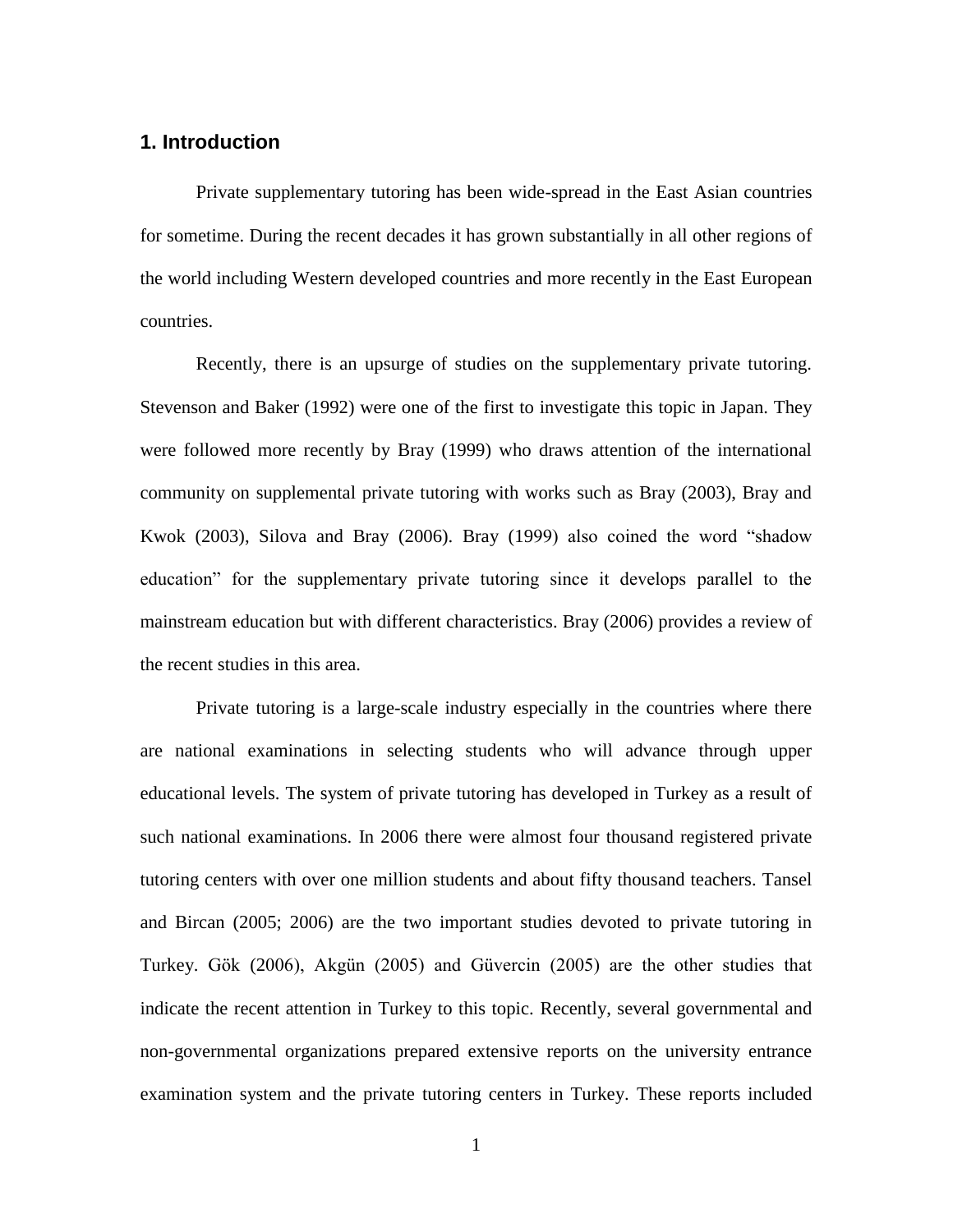## 1. Introduction

Private supplementary tutoring has been wide-spread in the East Asian countries for sometime. During the recent decades it has grown substantially in all other regions of the world including Western developed countries and more recently in the East European countries.

Recently, there is an upsurge of studies on the supplementary private tutoring. Stevenson and Baker (1992) were one of the first to investigate this topic in Japan. They were followed more recently by Bray (1999) who draws attention of the international community on supplemental private tutoring with works such as Bray (2003), Bray and Kwok (2003), Silova and Bray (2006). Bray (1999) also coined the word "shadow education" for the supplementary private tutoring since it develops parallel to the mainstream education but with different characteristics. Bray (2006) provides a review of the recent studies in this area.

Private tutoring is a large-scale industry especially in the countries where there are national examinations in selecting students who will advance through upper educational levels. The system of private tutoring has developed in Turkey as a result of such national examinations. In 2006 there were almost four thousand registered private tutoring centers with over one million students and about fifty thousand teachers. Tansel and Bircan (2005; 2006) are the two important studies devoted to private tutoring in Turkey. Gök (2006), Akgün (2005) and Güvercin (2005) are the other studies that indicate the recent attention in Turkey to this topic. Recently, several governmental and non-governmental organizations prepared extensive reports on the university entrance examination system and the private tutoring centers in Turkey. These reports included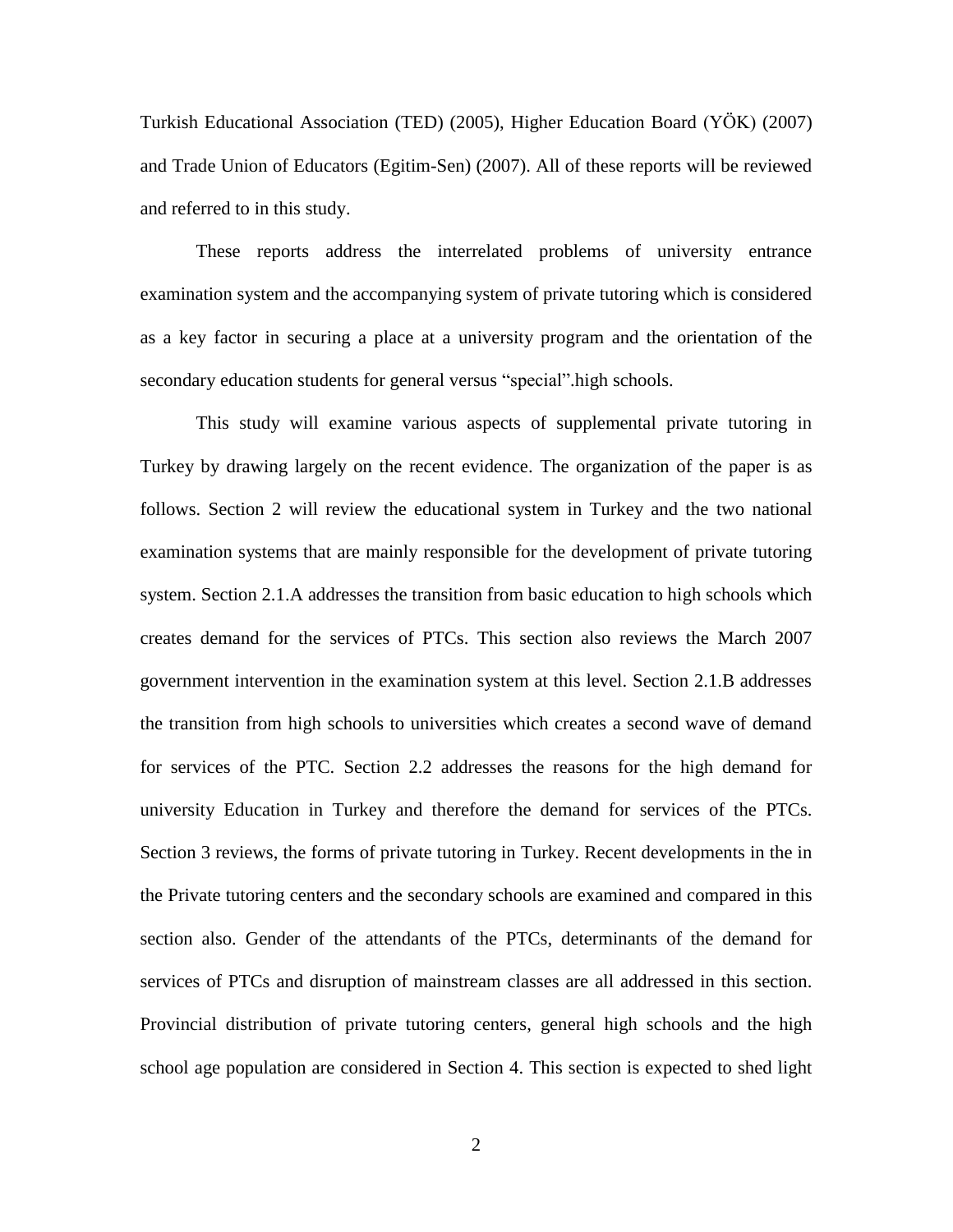Turkish Educational Association (TED) (2005), Higher Education Board (YÖK) (2007) and Trade Union of Educators (Egitim-Sen) (2007). All of these reports will be reviewed and referred to in this study.

These reports address the interrelated problems of university entrance examination system and the accompanying system of private tutoring which is considered as a key factor in securing a place at a university program and the orientation of the secondary education students for general versus "special".high schools.

This study will examine various aspects of supplemental private tutoring in Turkey by drawing largely on the recent evidence. The organization of the paper is as follows. Section 2 will review the educational system in Turkey and the two national examination systems that are mainly responsible for the development of private tutoring system. Section 2.1.A addresses the transition from basic education to high schools which creates demand for the services of PTCs. This section also reviews the March 2007 government intervention in the examination system at this level. Section 2.1.B addresses the transition from high schools to universities which creates a second wave of demand for services of the PTC. Section 2.2 addresses the reasons for the high demand for university Education in Turkey and therefore the demand for services of the PTCs. Section 3 reviews, the forms of private tutoring in Turkey. Recent developments in the in the Private tutoring centers and the secondary schools are examined and compared in this section also. Gender of the attendants of the PTCs, determinants of the demand for services of PTCs and disruption of mainstream classes are all addressed in this section. Provincial distribution of private tutoring centers, general high schools and the high school age population are considered in Section 4. This section is expected to shed light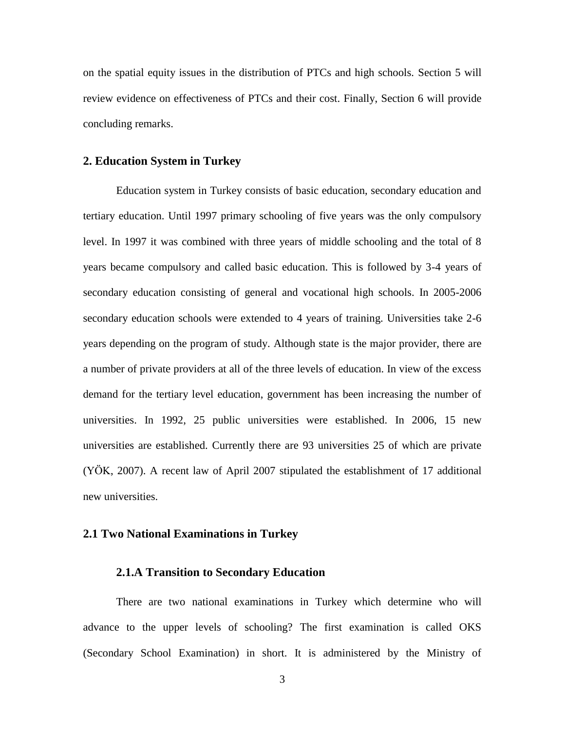on the spatial equity issues in the distribution of PTCs and high schools. Section 5 will review evidence on effectiveness of PTCs and their cost. Finally, Section 6 will provide concluding remarks.

## 2. Education System in Turkey

Education system in Turkey consists of basic education, secondary education and tertiary education. Until 1997 primary schooling of five years was the only compulsory level. In 1997 it was combined with three years of middle schooling and the total of 8 years became compulsory and called basic education. This is followed by 3-4 years of secondary education consisting of general and vocational high schools. In 2005-2006 secondary education schools were extended to 4 years of training. Universities take 2-6 years depending on the program of study. Although state is the major provider, there are a number of private providers at all of the three levels of education. In view of the excess demand for the tertiary level education, government has been increasing the number of universities. In 1992, 25 public universities were established. In 2006, 15 new universities are established. Currently there are 93 universities 25 of which are private (YÖK, 2007). A recent law of April 2007 stipulated the establishment of 17 additional new universities.

### 2.1 Two National Examinations in Turkey

#### 2.1.A Transition to Secondary Education

There are two national examinations in Turkey which determine who will advance to the upper levels of schooling? The first examination is called OKS (Secondary School Examination) in short. It is administered by the Ministry of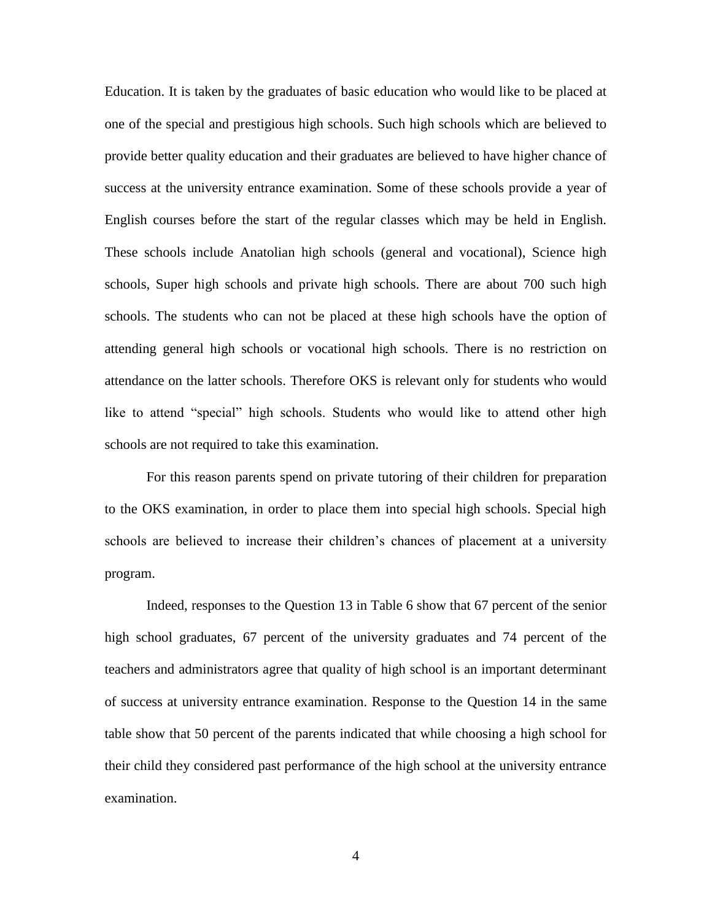Education. It is taken by the graduates of basic education who would like to be placed at one of the special and prestigious high schools. Such high schools which are believed to provide better quality education and their graduates are believed to have higher chance of success at the university entrance examination. Some of these schools provide a year of English courses before the start of the regular classes which may be held in English. These schools include Anatolian high schools (general and vocational), Science high schools, Super high schools and private high schools. There are about 700 such high schools. The students who can not be placed at these high schools have the option of attending general high schools or vocational high schools. There is no restriction on attendance on the latter schools. Therefore OKS is relevant only for students who would like to attend "special" high schools. Students who would like to attend other high schools are not required to take this examination.

For this reason parents spend on private tutoring of their children for preparation to the OKS examination, in order to place them into special high schools. Special high schools are believed to increase their children's chances of placement at a university program.

Indeed, responses to the Question 13 in Table 6 show that 67 percent of the senior high school graduates, 67 percent of the university graduates and 74 percent of the teachers and administrators agree that quality of high school is an important determinant of success at university entrance examination. Response to the Question 14 in the same table show that 50 percent of the parents indicated that while choosing a high school for their child they considered past performance of the high school at the university entrance examination.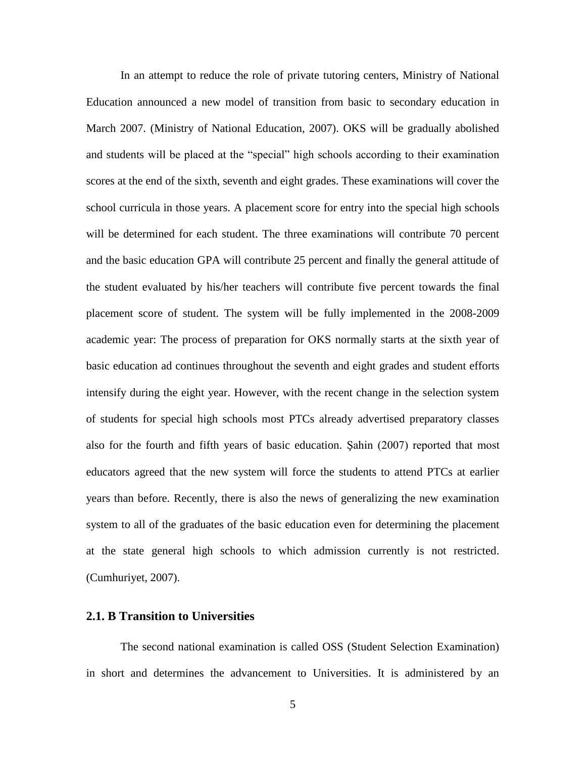In an attempt to reduce the role of private tutoring centers, Ministry of National Education announced a new model of transition from basic to secondary education in March 2007. (Ministry of National Education, 2007). OKS will be gradually abolished and students will be placed at the "special" high schools according to their examination scores at the end of the sixth, seventh and eight grades. These examinations will cover the school curricula in those years. A placement score for entry into the special high schools will be determined for each student. The three examinations will contribute 70 percent and the basic education GPA will contribute 25 percent and finally the general attitude of the student evaluated by his/her teachers will contribute five percent towards the final placement score of student. The system will be fully implemented in the 2008-2009 academic year: The process of preparation for OKS normally starts at the sixth year of basic education ad continues throughout the seventh and eight grades and student efforts intensify during the eight year. However, with the recent change in the selection system of students for special high schools most PTCs already advertised preparatory classes also for the fourth and fifth years of basic education. Şahin (2007) reported that most educators agreed that the new system will force the students to attend PTCs at earlier years than before. Recently, there is also the news of generalizing the new examination system to all of the graduates of the basic education even for determining the placement at the state general high schools to which admission currently is not restricted. (Cumhuriyet, 2007).

### 2.1. B Transition to Universities

The second national examination is called OSS (Student Selection Examination) in short and determines the advancement to Universities. It is administered by an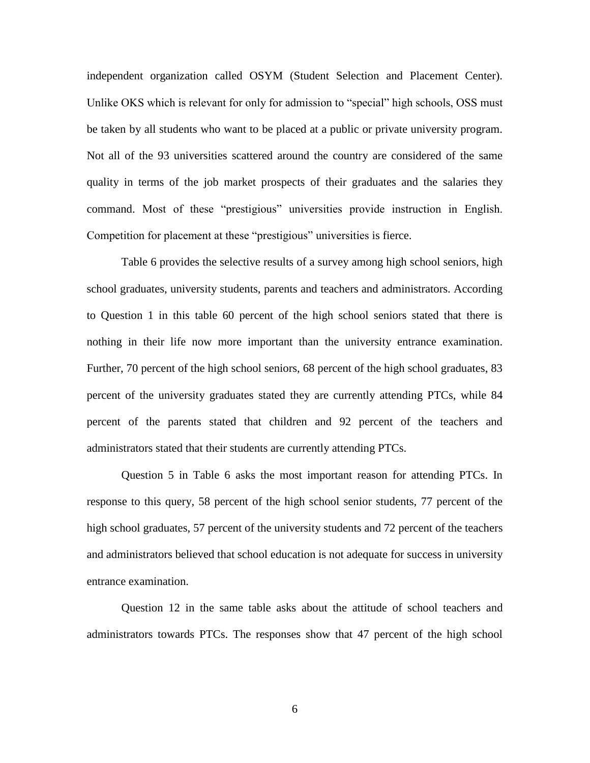independent organization called OSYM (Student Selection and Placement Center). Unlike OKS which is relevant for only for admission to "special" high schools, OSS must be taken by all students who want to be placed at a public or private university program. Not all of the 93 universities scattered around the country are considered of the same quality in terms of the job market prospects of their graduates and the salaries they command. Most of these "prestigious" universities provide instruction in English. Competition for placement at these "prestigious" universities is fierce.

Table 6 provides the selective results of a survey among high school seniors, high school graduates, university students, parents and teachers and administrators. According to Question 1 in this table 60 percent of the high school seniors stated that there is nothing in their life now more important than the university entrance examination. Further, 70 percent of the high school seniors, 68 percent of the high school graduates, 83 percent of the university graduates stated they are currently attending PTCs, while 84 percent of the parents stated that children and 92 percent of the teachers and administrators stated that their students are currently attending PTCs.

Question 5 in Table 6 asks the most important reason for attending PTCs. In response to this query, 58 percent of the high school senior students, 77 percent of the high school graduates, 57 percent of the university students and 72 percent of the teachers and administrators believed that school education is not adequate for success in university entrance examination.

Question 12 in the same table asks about the attitude of school teachers and administrators towards PTCs. The responses show that 47 percent of the high school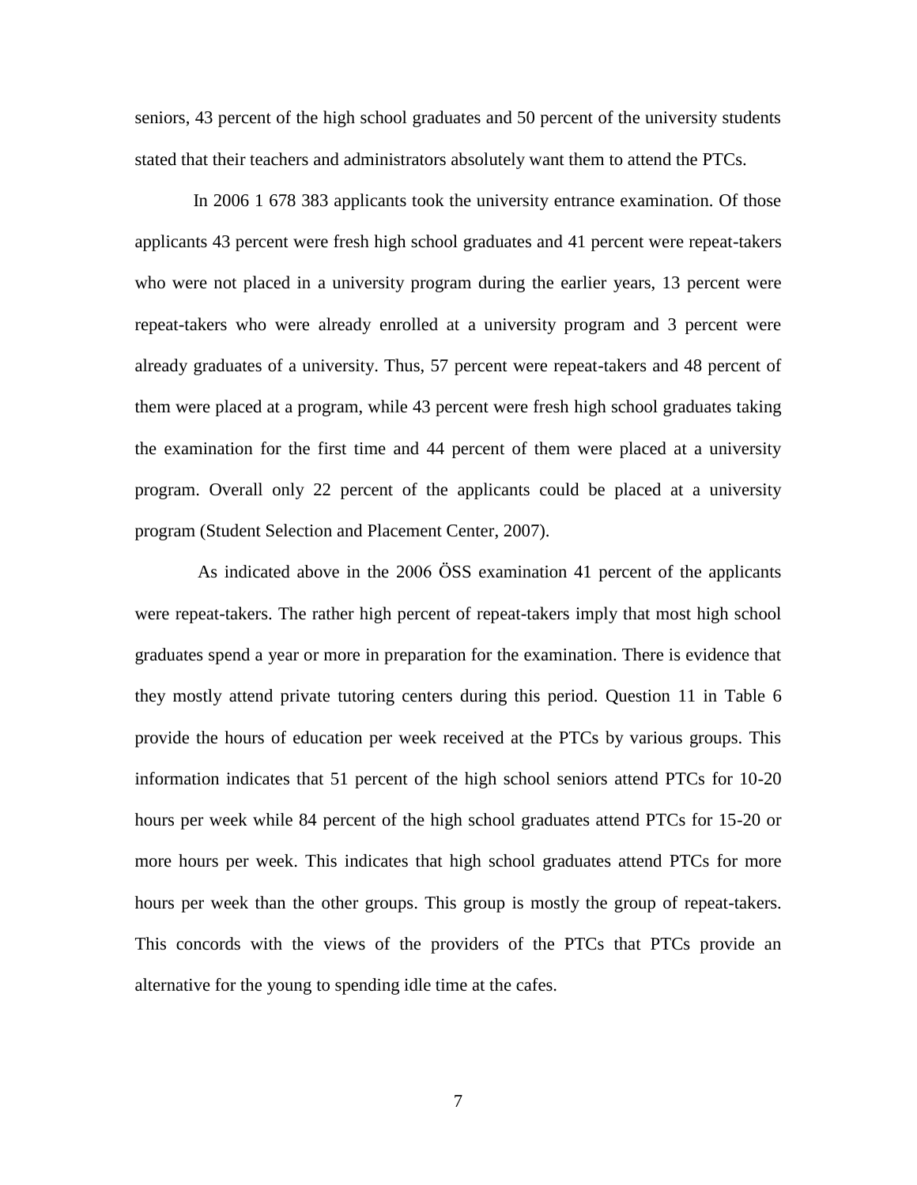seniors, 43 percent of the high school graduates and 50 percent of the university students stated that their teachers and administrators absolutely want them to attend the PTCs.

In 2006 1 678 383 applicants took the university entrance examination. Of those applicants 43 percent were fresh high school graduates and 41 percent were repeat-takers who were not placed in a university program during the earlier years, 13 percent were repeat-takers who were already enrolled at a university program and 3 percent were already graduates of a university. Thus, 57 percent were repeat-takers and 48 percent of them were placed at a program, while 43 percent were fresh high school graduates taking the examination for the first time and 44 percent of them were placed at a university program. Overall only 22 percent of the applicants could be placed at a university program (Student Selection and Placement Center, 2007).

As indicated above in the 2006 ÖSS examination 41 percent of the applicants were repeat-takers. The rather high percent of repeat-takers imply that most high school graduates spend a year or more in preparation for the examination. There is evidence that they mostly attend private tutoring centers during this period. Question 11 in Table 6 provide the hours of education per week received at the PTCs by various groups. This information indicates that 51 percent of the high school seniors attend PTCs for 10-20 hours per week while 84 percent of the high school graduates attend PTCs for 15-20 or more hours per week. This indicates that high school graduates attend PTCs for more hours per week than the other groups. This group is mostly the group of repeat-takers. This concords with the views of the providers of the PTCs that PTCs provide an alternative for the young to spending idle time at the cafes.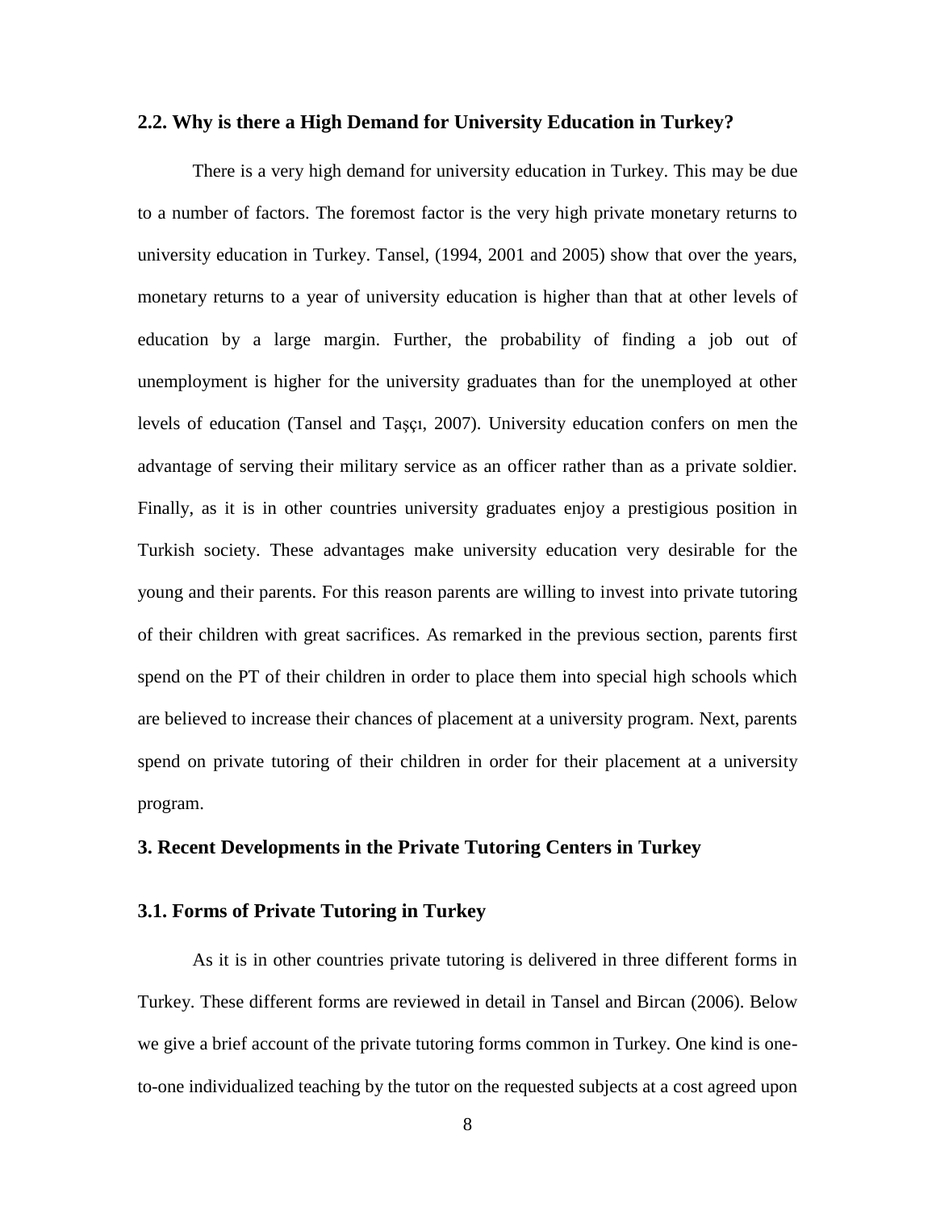## 2.2. Why is there a High Demand for University Education in Turkey?

There is a very high demand for university education in Turkey. This may be due to a number of factors. The foremost factor is the very high private monetary returns to university education in Turkey. Tansel, (1994, 2001 and 2005) show that over the years, monetary returns to a year of university education is higher than that at other levels of education by a large margin. Further, the probability of finding a job out of unemployment is higher for the university graduates than for the unemployed at other levels of education (Tansel and Taşçı, 2007). University education confers on men the advantage of serving their military service as an officer rather than as a private soldier. Finally, as it is in other countries university graduates enjoy a prestigious position in Turkish society. These advantages make university education very desirable for the young and their parents. For this reason parents are willing to invest into private tutoring of their children with great sacrifices. As remarked in the previous section, parents first spend on the PT of their children in order to place them into special high schools which are believed to increase their chances of placement at a university program. Next, parents spend on private tutoring of their children in order for their placement at a university program.

# 3. Recent Developments in the Private Tutoring Centers in Turkey

## 3.1. Forms of Private Tutoring in Turkey

As it is in other countries private tutoring is delivered in three different forms in Turkey. These different forms are reviewed in detail in Tansel and Bircan (2006). Below we give a brief account of the private tutoring forms common in Turkey. One kind is one-to-one individualized teaching by the tutor on the requested subjects at a cost agreed upon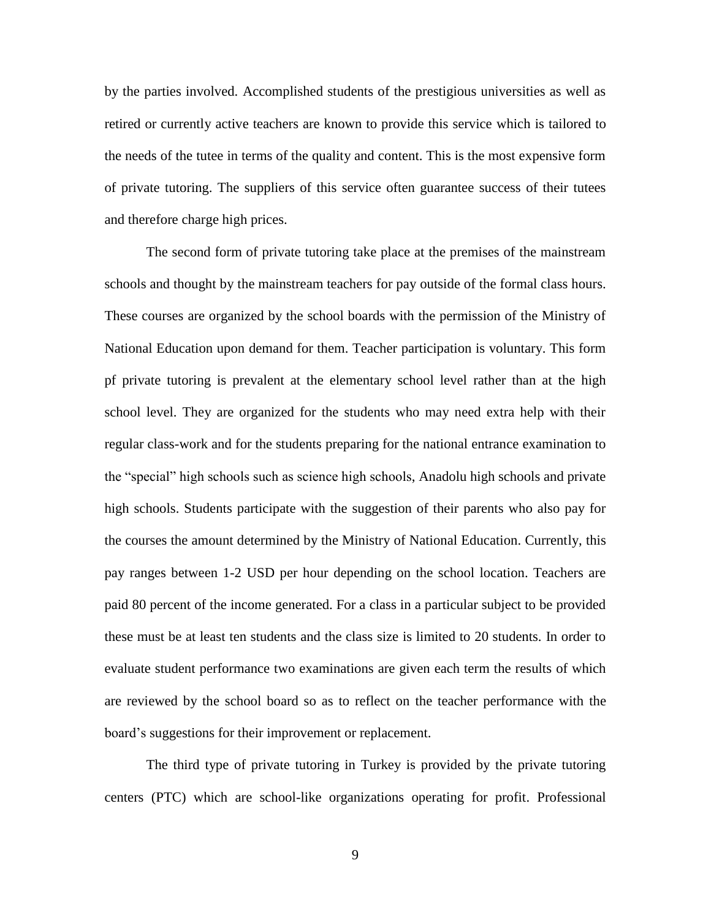by the parties involved. Accomplished students of the prestigious universities as well as retired or currently active teachers are known to provide this service which is tailored to the needs of the tutee in terms of the quality and content. This is the most expensive form of private tutoring. The suppliers of this service often guarantee success of their tutees and therefore charge high prices.

The second form of private tutoring take place at the premises of the mainstream schools and thought by the mainstream teachers for pay outside of the formal class hours. These courses are organized by the school boards with the permission of the Ministry of National Education upon demand for them. Teacher participation is voluntary. This form pf private tutoring is prevalent at the elementary school level rather than at the high school level. They are organized for the students who may need extra help with their regular class-work and for the students preparing for the national entrance examination to the "special" high schools such as science high schools, Anadolu high schools and private high schools. Students participate with the suggestion of their parents who also pay for the courses the amount determined by the Ministry of National Education. Currently, this pay ranges between 1-2 USD per hour depending on the school location. Teachers are paid 80 percent of the income generated. For a class in a particular subject to be provided these must be at least ten students and the class size is limited to 20 students. In order to evaluate student performance two examinations are given each term the results of which are reviewed by the school board so as to reflect on the teacher performance with the board's suggestions for their improvement or replacement.

The third type of private tutoring in Turkey is provided by the private tutoring centers (PTC) which are school-like organizations operating for profit. Professional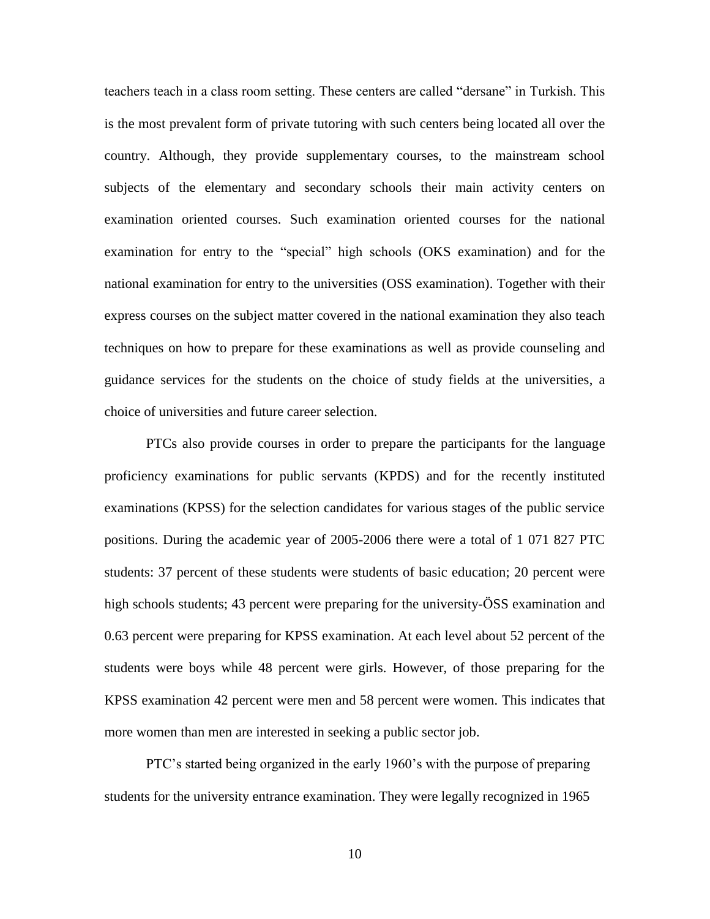teachers teach in a class room setting. These centers are called "dersane" in Turkish. This is the most prevalent form of private tutoring with such centers being located all over the country. Although, they provide supplementary courses, to the mainstream school subjects of the elementary and secondary schools their main activity centers on examination oriented courses. Such examination oriented courses for the national examination for entry to the "special" high schools (OKS examination) and for the national examination for entry to the universities (OSS examination). Together with their express courses on the subject matter covered in the national examination they also teach techniques on how to prepare for these examinations as well as provide counseling and guidance services for the students on the choice of study fields at the universities, a choice of universities and future career selection.

PTCs also provide courses in order to prepare the participants for the language proficiency examinations for public servants (KPDS) and for the recently instituted examinations (KPSS) for the selection candidates for various stages of the public service positions. During the academic year of 2005-2006 there were a total of 1 071 827 PTC students: 37 percent of these students were students of basic education; 20 percent were high schools students; 43 percent were preparing for the university-ÖSS examination and 0.63 percent were preparing for KPSS examination. At each level about 52 percent of the students were boys while 48 percent were girls. However, of those preparing for the KPSS examination 42 percent were men and 58 percent were women. This indicates that more women than men are interested in seeking a public sector job.

PTC's started being organized in the early 1960's with the purpose of preparing students for the university entrance examination. They were legally recognized in 1965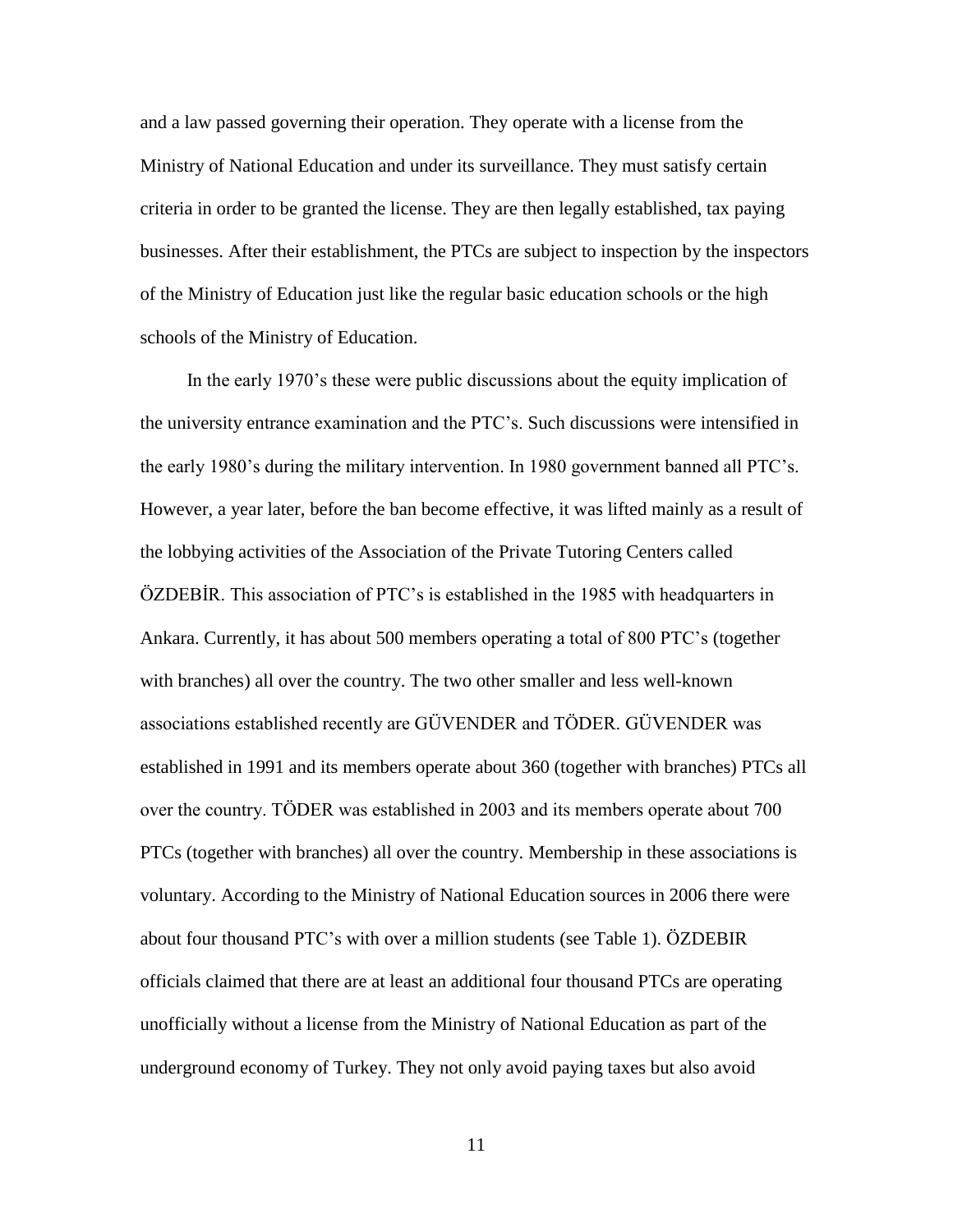and a law passed governing their operation. They operate with a license from the Ministry of National Education and under its surveillance. They must satisfy certain criteria in order to be granted the license. They are then legally established, tax paying businesses. After their establishment, the PTCs are subject to inspection by the inspectors of the Ministry of Education just like the regular basic education schools or the high schools of the Ministry of Education.

In the early 1970's these were public discussions about the equity implication of the university entrance examination and the PTC's. Such discussions were intensified in the early 1980's during the military intervention. In 1980 government banned all PTC's. However, a year later, before the ban become effective, it was lifted mainly as a result of the lobbying activities of the Association of the Private Tutoring Centers called ÖZDEBİR. This association of PTC's is established in the 1985 with headquarters in Ankara. Currently, it has about 500 members operating a total of 800 PTC's (together with branches) all over the country. The two other smaller and less well-known associations established recently are GÜVENDER and TÖDER. GÜVENDER was established in 1991 and its members operate about 360 (together with branches) PTCs all over the country. TÖDER was established in 2003 and its members operate about 700 PTCs (together with branches) all over the country. Membership in these associations is voluntary. According to the Ministry of National Education sources in 2006 there were about four thousand PTC's with over a million students (see Table 1). ÖZDEBIR officials claimed that there are at least an additional four thousand PTCs are operating unofficially without a license from the Ministry of National Education as part of the underground economy of Turkey. They not only avoid paying taxes but also avoid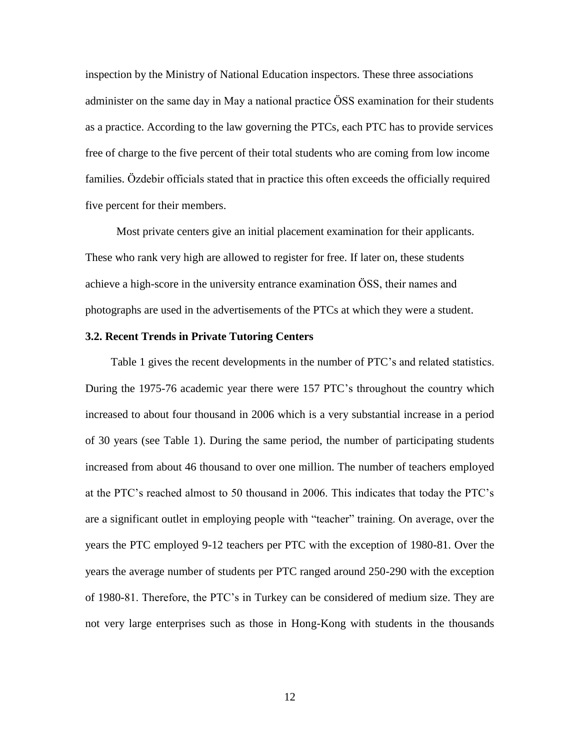inspection by the Ministry of National Education inspectors. These three associations administer on the same day in May a national practice ÖSS examination for their students as a practice. According to the law governing the PTCs, each PTC has to provide services free of charge to the five percent of their total students who are coming from low income families. Özdebir officials stated that in practice this often exceeds the officially required five percent for their members.

Most private centers give an initial placement examination for their applicants. These who rank very high are allowed to register for free. If later on, these students achieve a high-score in the university entrance examination ÖSS, their names and photographs are used in the advertisements of the PTCs at which they were a student.

### 3.2. Recent Trends in Private Tutoring Centers

Table 1 gives the recent developments in the number of PTC's and related statistics. During the 1975-76 academic year there were 157 PTC's throughout the country which increased to about four thousand in 2006 which is a very substantial increase in a period of 30 years (see Table 1). During the same period, the number of participating students increased from about 46 thousand to over one million. The number of teachers employed at the PTC's reached almost to 50 thousand in 2006. This indicates that today the PTC's are a significant outlet in employing people with "teacher" training. On average, over the years the PTC employed 9-12 teachers per PTC with the exception of 1980-81. Over the years the average number of students per PTC ranged around 250-290 with the exception of 1980-81. Therefore, the PTC's in Turkey can be considered of medium size. They are not very large enterprises such as those in Hong-Kong with students in the thousands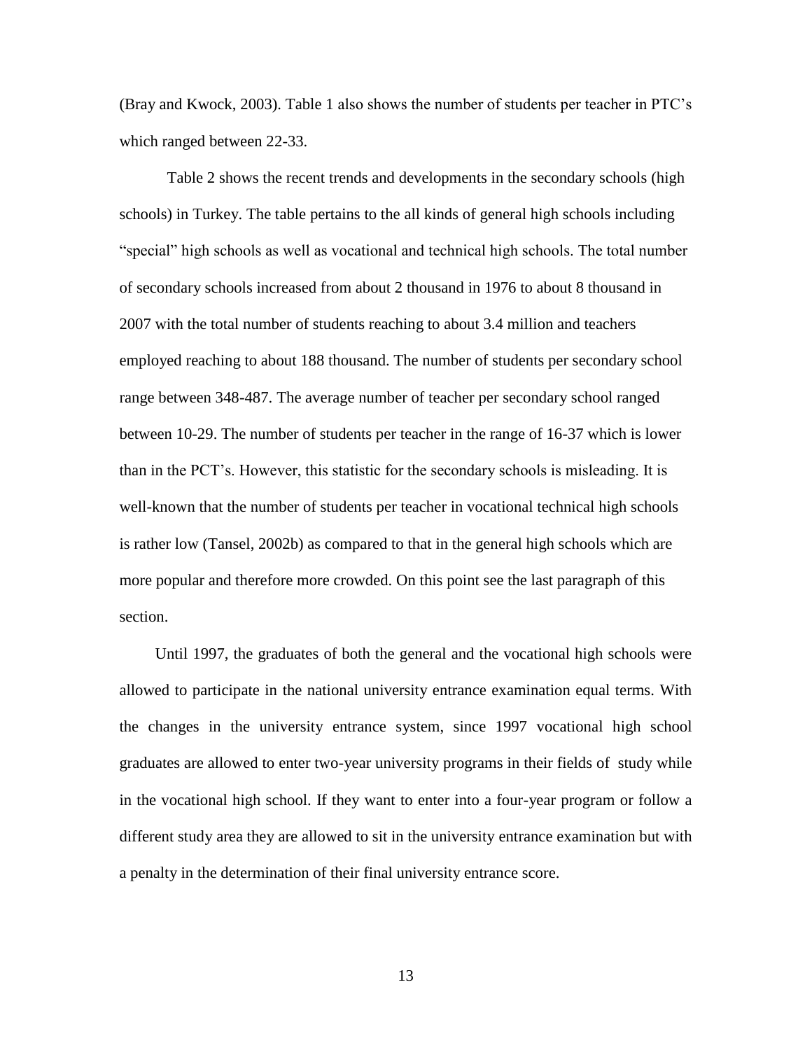(Bray and Kwock, 2003). Table 1 also shows the number of students per teacher in PTC's which ranged between 22-33.

Table 2 shows the recent trends and developments in the secondary schools (high schools) in Turkey. The table pertains to the all kinds of general high schools including "special" high schools as well as vocational and technical high schools. The total number of secondary schools increased from about 2 thousand in 1976 to about 8 thousand in 2007 with the total number of students reaching to about 3.4 million and teachers employed reaching to about 188 thousand. The number of students per secondary school range between 348-487. The average number of teacher per secondary school ranged between 10-29. The number of students per teacher in the range of 16-37 which is lower than in the PCT's. However, this statistic for the secondary schools is misleading. It is well-known that the number of students per teacher in vocational technical high schools is rather low (Tansel, 2002b) as compared to that in the general high schools which are more popular and therefore more crowded. On this point see the last paragraph of this section.

Until 1997, the graduates of both the general and the vocational high schools were allowed to participate in the national university entrance examination equal terms. With the changes in the university entrance system, since 1997 vocational high school graduates are allowed to enter two-year university programs in their fields of study while in the vocational high school. If they want to enter into a four-year program or follow a different study area they are allowed to sit in the university entrance examination but with a penalty in the determination of their final university entrance score.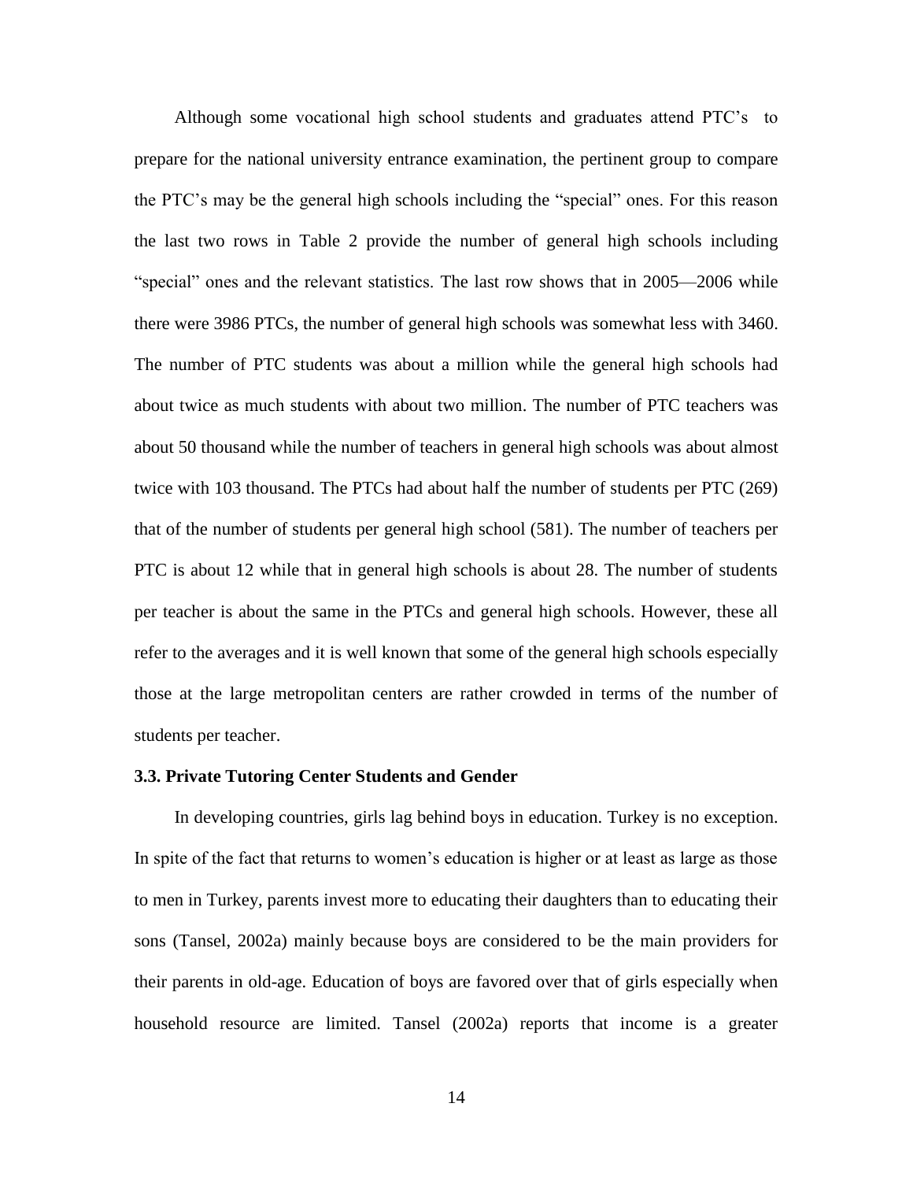Although some vocational high school students and graduates attend PTC's to prepare for the national university entrance examination, the pertinent group to compare the PTC's may be the general high schools including the "special" ones. For this reason the last two rows in Table 2 provide the number of general high schools including "special" ones and the relevant statistics. The last row shows that in 2005—2006 while there were 3986 PTCs, the number of general high schools was somewhat less with 3460. The number of PTC students was about a million while the general high schools had about twice as much students with about two million. The number of PTC teachers was about 50 thousand while the number of teachers in general high schools was about almost twice with 103 thousand. The PTCs had about half the number of students per PTC (269) that of the number of students per general high school (581). The number of teachers per PTC is about 12 while that in general high schools is about 28. The number of students per teacher is about the same in the PTCs and general high schools. However, these all refer to the averages and it is well known that some of the general high schools especially those at the large metropolitan centers are rather crowded in terms of the number of students per teacher.

### 3.3. Private Tutoring Center Students and Gender

In developing countries, girls lag behind boys in education. Turkey is no exception. In spite of the fact that returns to women's education is higher or at least as large as those to men in Turkey, parents invest more to educating their daughters than to educating their sons (Tansel, 2002a) mainly because boys are considered to be the main providers for their parents in old-age. Education of boys are favored over that of girls especially when household resource are limited. Tansel (2002a) reports that income is a greater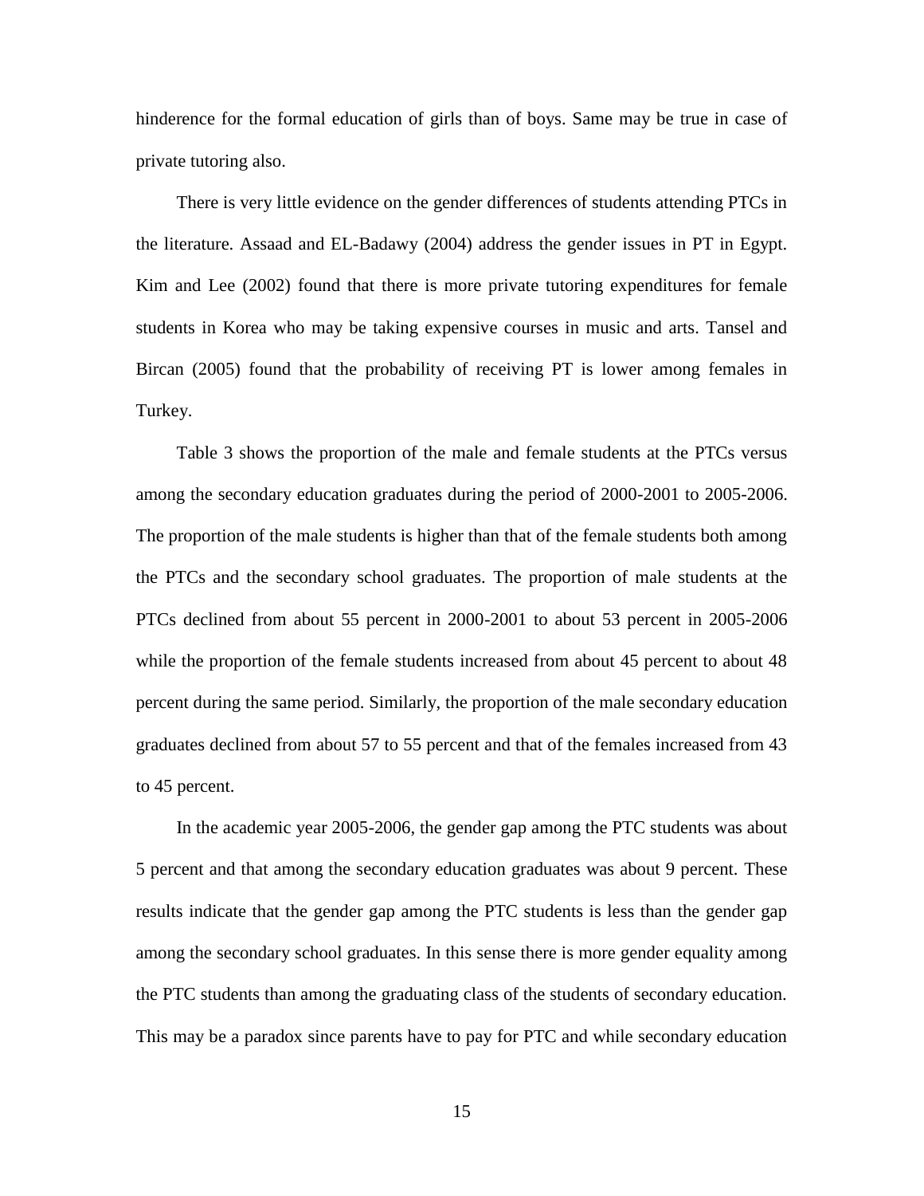hinderence for the formal education of girls than of boys. Same may be true in case of private tutoring also.

There is very little evidence on the gender differences of students attending PTCs in the literature. Assaad and EL-Badawy (2004) address the gender issues in PT in Egypt. Kim and Lee (2002) found that there is more private tutoring expenditures for female students in Korea who may be taking expensive courses in music and arts. Tansel and Bircan (2005) found that the probability of receiving PT is lower among females in Turkey.

Table 3 shows the proportion of the male and female students at the PTCs versus among the secondary education graduates during the period of 2000-2001 to 2005-2006. The proportion of the male students is higher than that of the female students both among the PTCs and the secondary school graduates. The proportion of male students at the PTCs declined from about 55 percent in 2000-2001 to about 53 percent in 2005-2006 while the proportion of the female students increased from about 45 percent to about 48 percent during the same period. Similarly, the proportion of the male secondary education graduates declined from about 57 to 55 percent and that of the females increased from 43 to 45 percent.

In the academic year 2005-2006, the gender gap among the PTC students was about 5 percent and that among the secondary education graduates was about 9 percent. These results indicate that the gender gap among the PTC students is less than the gender gap among the secondary school graduates. In this sense there is more gender equality among the PTC students than among the graduating class of the students of secondary education. This may be a paradox since parents have to pay for PTC and while secondary education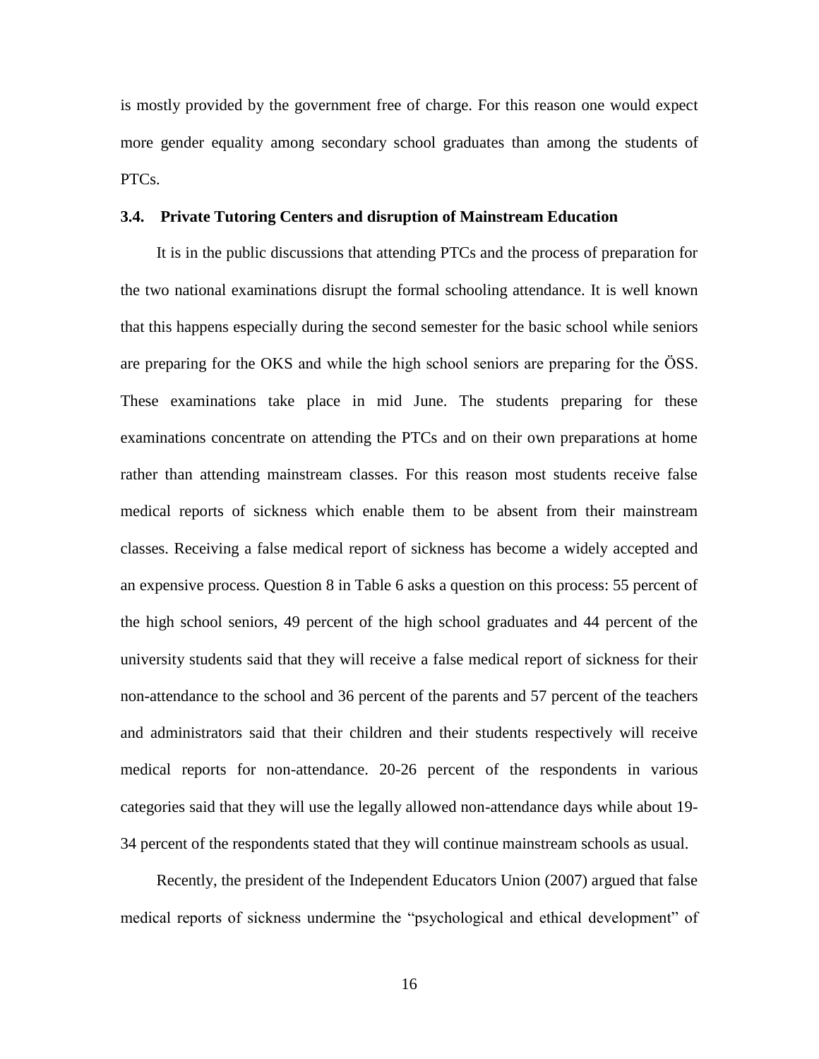is mostly provided by the government free of charge. For this reason one would expect more gender equality among secondary school graduates than among the students of PTCs.

### 3.4. Private Tutoring Centers and disruption of Mainstream Education

It is in the public discussions that attending PTCs and the process of preparation for the two national examinations disrupt the formal schooling attendance. It is well known that this happens especially during the second semester for the basic school while seniors are preparing for the OKS and while the high school seniors are preparing for the ÖSS. These examinations take place in mid June. The students preparing for these examinations concentrate on attending the PTCs and on their own preparations at home rather than attending mainstream classes. For this reason most students receive false medical reports of sickness which enable them to be absent from their mainstream classes. Receiving a false medical report of sickness has become a widely accepted and an expensive process. Question 8 in Table 6 asks a question on this process: 55 percent of the high school seniors, 49 percent of the high school graduates and 44 percent of the university students said that they will receive a false medical report of sickness for their non-attendance to the school and 36 percent of the parents and 57 percent of the teachers and administrators said that their children and their students respectively will receive medical reports for non-attendance. 20-26 percent of the respondents in various categories said that they will use the legally allowed non-attendance days while about 19-34 percent of the respondents stated that they will continue mainstream schools as usual.

Recently, the president of the Independent Educators Union (2007) argued that false medical reports of sickness undermine the "psychological and ethical development" of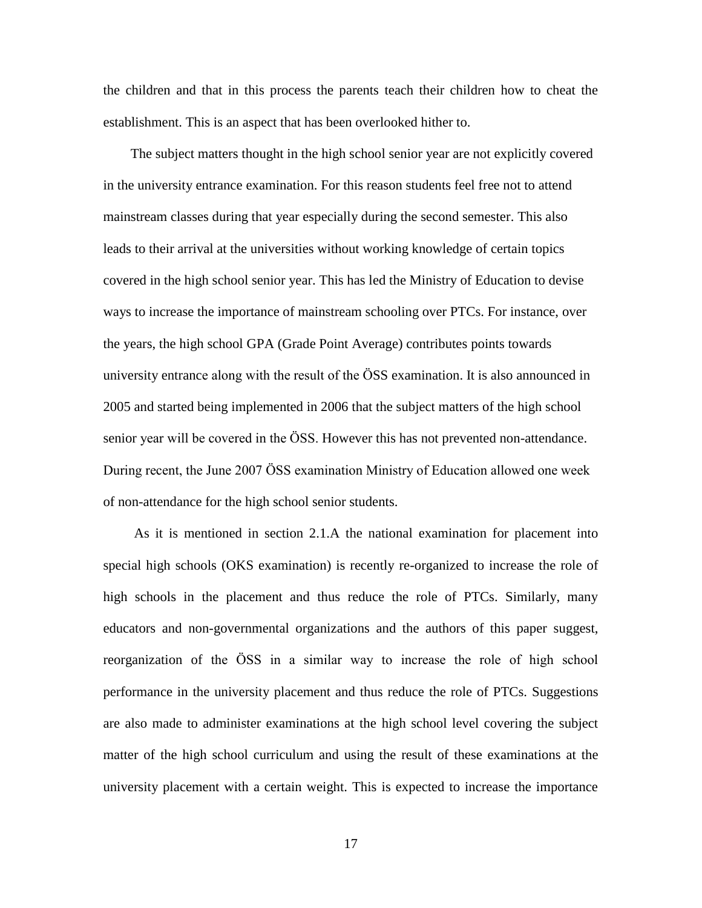the children and that in this process the parents teach their children how to cheat the establishment. This is an aspect that has been overlooked hither to.

The subject matters thought in the high school senior year are not explicitly covered in the university entrance examination. For this reason students feel free not to attend mainstream classes during that year especially during the second semester. This also leads to their arrival at the universities without working knowledge of certain topics covered in the high school senior year. This has led the Ministry of Education to devise ways to increase the importance of mainstream schooling over PTCs. For instance, over the years, the high school GPA (Grade Point Average) contributes points towards university entrance along with the result of the ÖSS examination. It is also announced in 2005 and started being implemented in 2006 that the subject matters of the high school senior year will be covered in the ÖSS. However this has not prevented non-attendance. During recent, the June 2007 ÖSS examination Ministry of Education allowed one week of non-attendance for the high school senior students.

As it is mentioned in section 2.1.A the national examination for placement into special high schools (OKS examination) is recently re-organized to increase the role of high schools in the placement and thus reduce the role of PTCs. Similarly, many educators and non-governmental organizations and the authors of this paper suggest, reorganization of the ÖSS in a similar way to increase the role of high school performance in the university placement and thus reduce the role of PTCs. Suggestions are also made to administer examinations at the high school level covering the subject matter of the high school curriculum and using the result of these examinations at the university placement with a certain weight. This is expected to increase the importance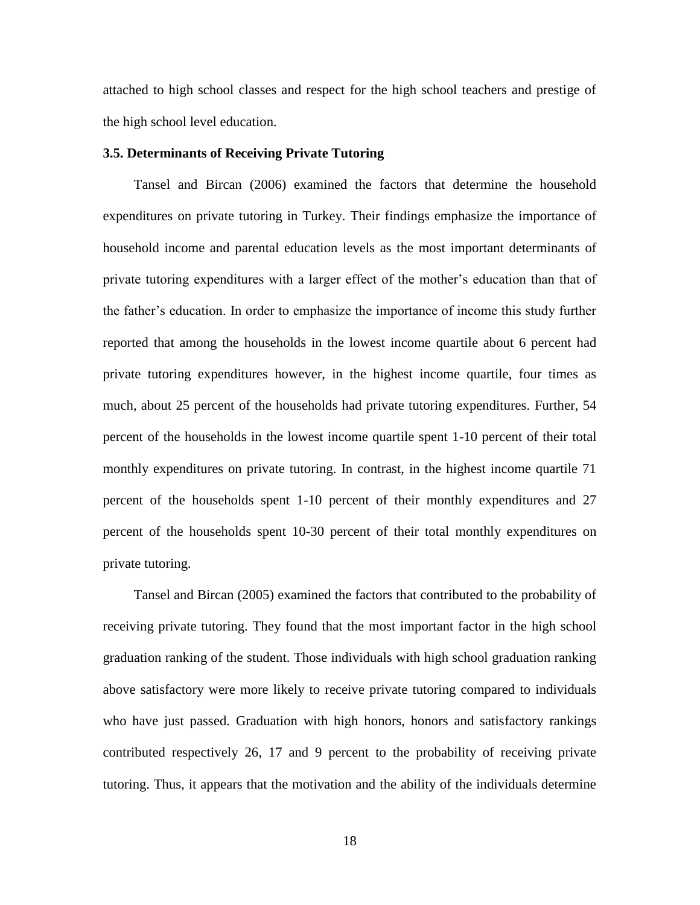attached to high school classes and respect for the high school teachers and prestige of the high school level education.

### 3.5. Determinants of Receiving Private Tutoring

Tansel and Bircan (2006) examined the factors that determine the household expenditures on private tutoring in Turkey. Their findings emphasize the importance of household income and parental education levels as the most important determinants of private tutoring expenditures with a larger effect of the mother's education than that of the father's education. In order to emphasize the importance of income this study further reported that among the households in the lowest income quartile about 6 percent had private tutoring expenditures however, in the highest income quartile, four times as much, about 25 percent of the households had private tutoring expenditures. Further, 54 percent of the households in the lowest income quartile spent 1-10 percent of their total monthly expenditures on private tutoring. In contrast, in the highest income quartile 71 percent of the households spent 1-10 percent of their monthly expenditures and 27 percent of the households spent 10-30 percent of their total monthly expenditures on private tutoring.

Tansel and Bircan (2005) examined the factors that contributed to the probability of receiving private tutoring. They found that the most important factor in the high school graduation ranking of the student. Those individuals with high school graduation ranking above satisfactory were more likely to receive private tutoring compared to individuals who have just passed. Graduation with high honors, honors and satisfactory rankings contributed respectively 26, 17 and 9 percent to the probability of receiving private tutoring. Thus, it appears that the motivation and the ability of the individuals determine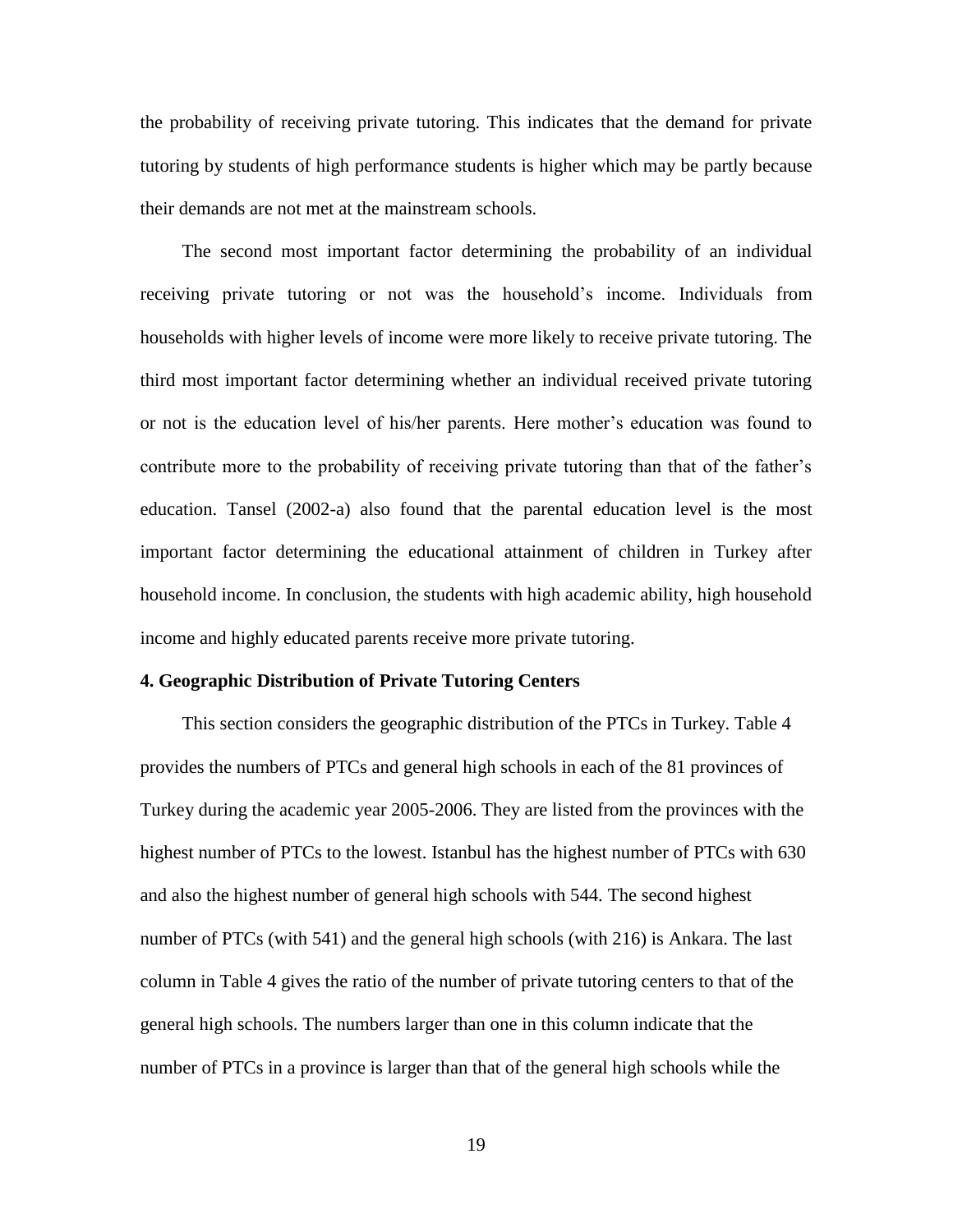the probability of receiving private tutoring. This indicates that the demand for private tutoring by students of high performance students is higher which may be partly because their demands are not met at the mainstream schools.

The second most important factor determining the probability of an individual receiving private tutoring or not was the household's income. Individuals from households with higher levels of income were more likely to receive private tutoring. The third most important factor determining whether an individual received private tutoring or not is the education level of his/her parents. Here mother's education was found to contribute more to the probability of receiving private tutoring than that of the father's education. Tansel (2002-a) also found that the parental education level is the most important factor determining the educational attainment of children in Turkey after household income. In conclusion, the students with high academic ability, high household income and highly educated parents receive more private tutoring.

**4. Geographic Distribution of Private Tutoring Centers**

This section considers the geographic distribution of the PTCs in Turkey. Table 4 provides the numbers of PTCs and general high schools in each of the 81 provinces of Turkey during the academic year 2005-2006. They are listed from the provinces with the highest number of PTCs to the lowest. Istanbul has the highest number of PTCs with 630 and also the highest number of general high schools with 544. The second highest number of PTCs (with 541) and the general high schools (with 216) is Ankara. The last column in Table 4 gives the ratio of the number of private tutoring centers to that of the general high schools. The numbers larger than one in this column indicate that the number of PTCs in a province is larger than that of the general high schools while the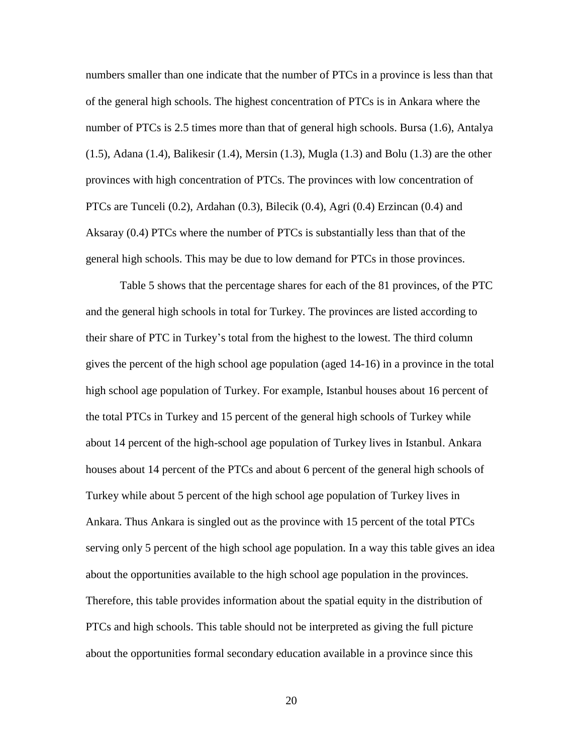numbers smaller than one indicate that the number of PTCs in a province is less than that of the general high schools. The highest concentration of PTCs is in Ankara where the number of PTCs is 2.5 times more than that of general high schools. Bursa (1.6), Antalya (1.5), Adana (1.4), Balikesir (1.4), Mersin (1.3), Mugla (1.3) and Bolu (1.3) are the other provinces with high concentration of PTCs. The provinces with low concentration of PTCs are Tunceli (0.2), Ardahan (0.3), Bilecik (0.4), Agri (0.4) Erzincan (0.4) and Aksaray (0.4) PTCs where the number of PTCs is substantially less than that of the general high schools. This may be due to low demand for PTCs in those provinces.

Table 5 shows that the percentage shares for each of the 81 provinces, of the PTC and the general high schools in total for Turkey. The provinces are listed according to their share of PTC in Turkey's total from the highest to the lowest. The third column gives the percent of the high school age population (aged 14-16) in a province in the total high school age population of Turkey. For example, Istanbul houses about 16 percent of the total PTCs in Turkey and 15 percent of the general high schools of Turkey while about 14 percent of the high-school age population of Turkey lives in Istanbul. Ankara houses about 14 percent of the PTCs and about 6 percent of the general high schools of Turkey while about 5 percent of the high school age population of Turkey lives in Ankara. Thus Ankara is singled out as the province with 15 percent of the total PTCs serving only 5 percent of the high school age population. In a way this table gives an idea about the opportunities available to the high school age population in the provinces. Therefore, this table provides information about the spatial equity in the distribution of PTCs and high schools. This table should not be interpreted as giving the full picture about the opportunities formal secondary education available in a province since this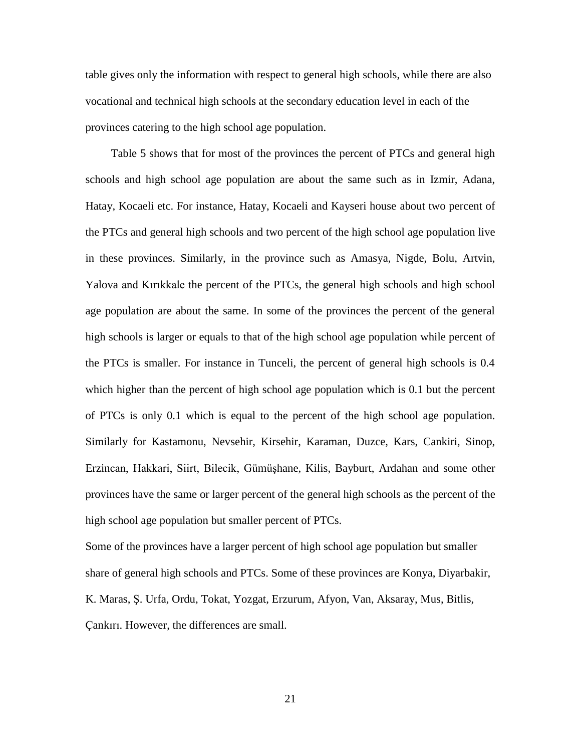table gives only the information with respect to general high schools, while there are also vocational and technical high schools at the secondary education level in each of the provinces catering to the high school age population.

Table 5 shows that for most of the provinces the percent of PTCs and general high schools and high school age population are about the same such as in Izmir, Adana, Hatay, Kocaeli etc. For instance, Hatay, Kocaeli and Kayseri house about two percent of the PTCs and general high schools and two percent of the high school age population live in these provinces. Similarly, in the province such as Amasya, Nigde, Bolu, Artvin, Yalova and Kırıkkale the percent of the PTCs, the general high schools and high school age population are about the same. In some of the provinces the percent of the general high schools is larger or equals to that of the high school age population while percent of the PTCs is smaller. For instance in Tunceli, the percent of general high schools is 0.4 which higher than the percent of high school age population which is 0.1 but the percent of PTCs is only 0.1 which is equal to the percent of the high school age population. Similarly for Kastamonu, Nevsehir, Kirsehir, Karaman, Duzce, Kars, Cankiri, Sinop, Erzincan, Hakkari, Siirt, Bilecik, Gümüşhane, Kilis, Bayburt, Ardahan and some other provinces have the same or larger percent of the general high schools as the percent of the high school age population but smaller percent of PTCs.

Some of the provinces have a larger percent of high school age population but smaller share of general high schools and PTCs. Some of these provinces are Konya, Diyarbakir, K. Maras, Ş. Urfa, Ordu, Tokat, Yozgat, Erzurum, Afyon, Van, Aksaray, Mus, Bitlis, Çankırı. However, the differences are small.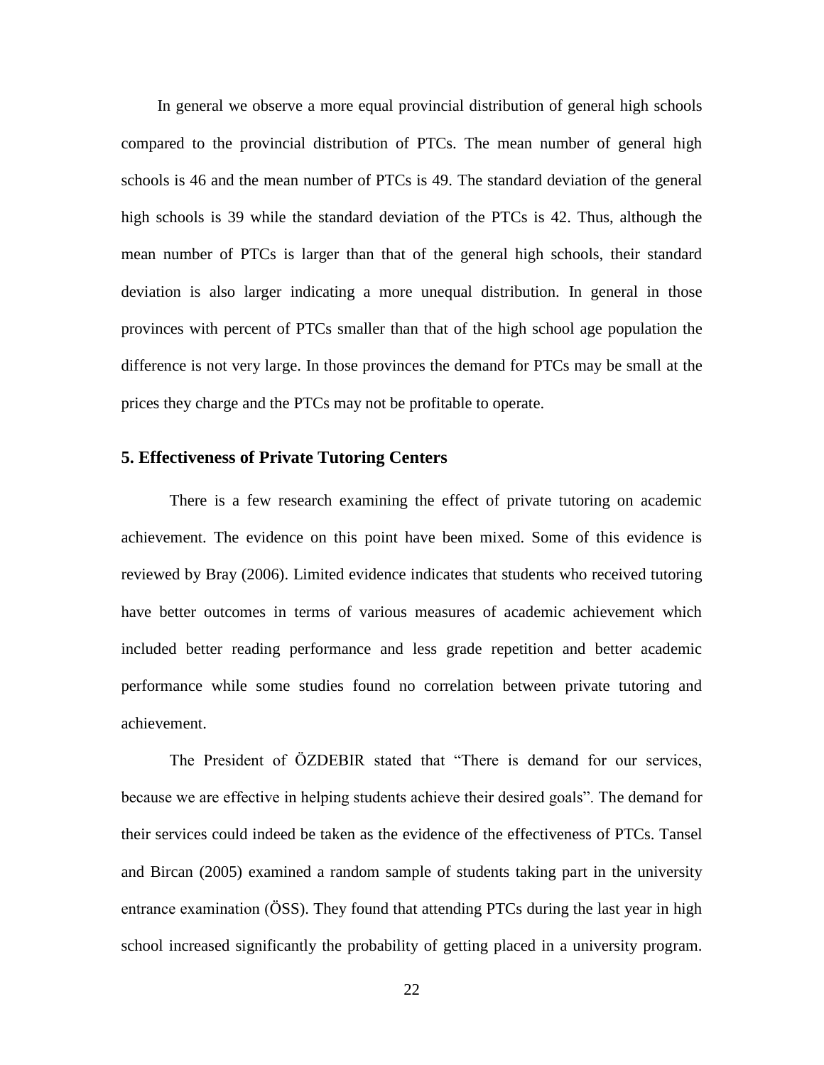In general we observe a more equal provincial distribution of general high schools compared to the provincial distribution of PTCs. The mean number of general high schools is 46 and the mean number of PTCs is 49. The standard deviation of the general high schools is 39 while the standard deviation of the PTCs is 42. Thus, although the mean number of PTCs is larger than that of the general high schools, their standard deviation is also larger indicating a more unequal distribution. In general in those provinces with percent of PTCs smaller than that of the high school age population the difference is not very large. In those provinces the demand for PTCs may be small at the prices they charge and the PTCs may not be profitable to operate.

## 5. Effectiveness of Private Tutoring Centers

There is a few research examining the effect of private tutoring on academic achievement. The evidence on this point have been mixed. Some of this evidence is reviewed by Bray (2006). Limited evidence indicates that students who received tutoring have better outcomes in terms of various measures of academic achievement which included better reading performance and less grade repetition and better academic performance while some studies found no correlation between private tutoring and achievement.

The President of ÖZDEBIR stated that "There is demand for our services, because we are effective in helping students achieve their desired goals". The demand for their services could indeed be taken as the evidence of the effectiveness of PTCs. Tansel and Bircan (2005) examined a random sample of students taking part in the university entrance examination (ÖSS). They found that attending PTCs during the last year in high school increased significantly the probability of getting placed in a university program.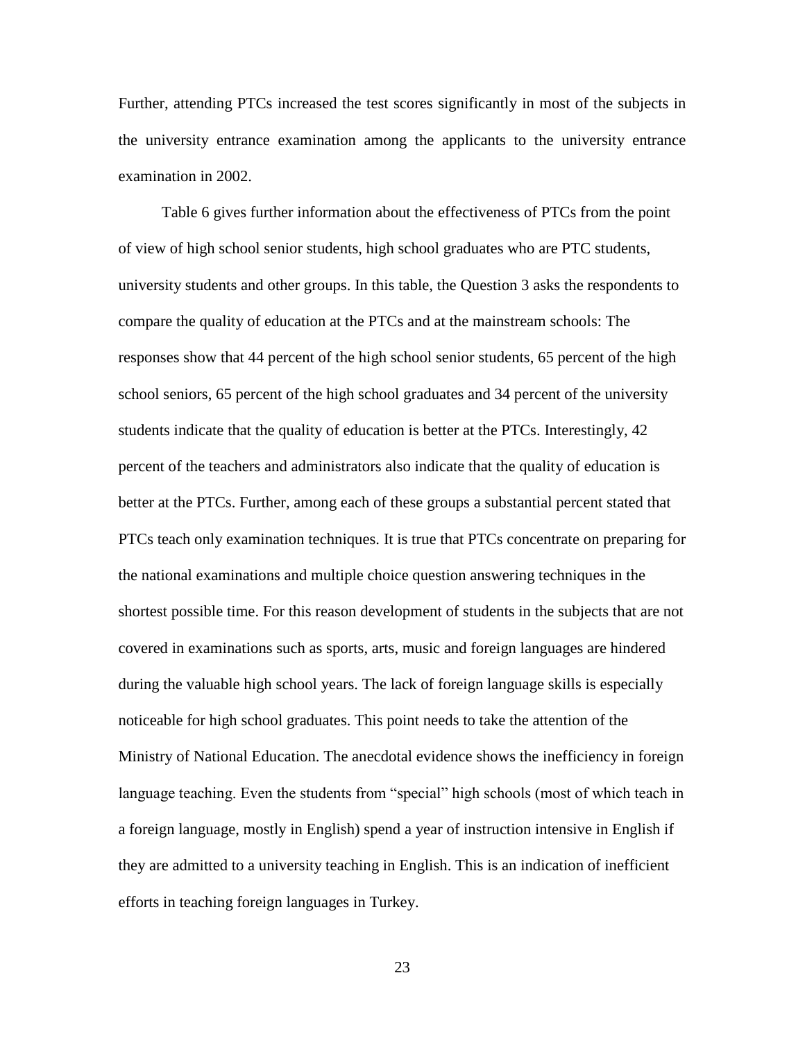Further, attending PTCs increased the test scores significantly in most of the subjects in the university entrance examination among the applicants to the university entrance examination in 2002.

Table 6 gives further information about the effectiveness of PTCs from the point of view of high school senior students, high school graduates who are PTC students, university students and other groups. In this table, the Question 3 asks the respondents to compare the quality of education at the PTCs and at the mainstream schools: The responses show that 44 percent of the high school senior students, 65 percent of the high school seniors, 65 percent of the high school graduates and 34 percent of the university students indicate that the quality of education is better at the PTCs. Interestingly, 42 percent of the teachers and administrators also indicate that the quality of education is better at the PTCs. Further, among each of these groups a substantial percent stated that PTCs teach only examination techniques. It is true that PTCs concentrate on preparing for the national examinations and multiple choice question answering techniques in the shortest possible time. For this reason development of students in the subjects that are not covered in examinations such as sports, arts, music and foreign languages are hindered during the valuable high school years. The lack of foreign language skills is especially noticeable for high school graduates. This point needs to take the attention of the Ministry of National Education. The anecdotal evidence shows the inefficiency in foreign language teaching. Even the students from "special" high schools (most of which teach in a foreign language, mostly in English) spend a year of instruction intensive in English if they are admitted to a university teaching in English. This is an indication of inefficient efforts in teaching foreign languages in Turkey.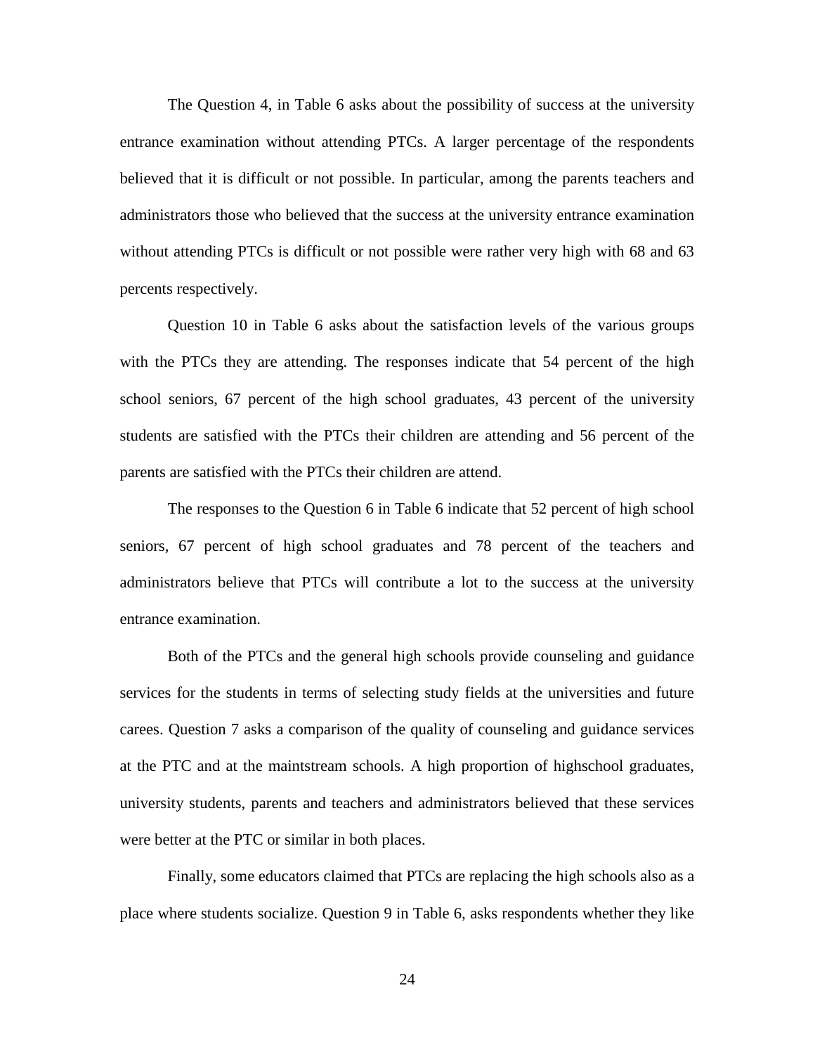The Question 4, in Table 6 asks about the possibility of success at the university entrance examination without attending PTCs. A larger percentage of the respondents believed that it is difficult or not possible. In particular, among the parents teachers and administrators those who believed that the success at the university entrance examination without attending PTCs is difficult or not possible were rather very high with 68 and 63 percents respectively.

Question 10 in Table 6 asks about the satisfaction levels of the various groups with the PTCs they are attending. The responses indicate that 54 percent of the high school seniors, 67 percent of the high school graduates, 43 percent of the university students are satisfied with the PTCs their children are attending and 56 percent of the parents are satisfied with the PTCs their children are attend.

The responses to the Question 6 in Table 6 indicate that 52 percent of high school seniors, 67 percent of high school graduates and 78 percent of the teachers and administrators believe that PTCs will contribute a lot to the success at the university entrance examination.

Both of the PTCs and the general high schools provide counseling and guidance services for the students in terms of selecting study fields at the universities and future carees. Question 7 asks a comparison of the quality of counseling and guidance services at the PTC and at the maintstream schools. A high proportion of highschool graduates, university students, parents and teachers and administrators believed that these services were better at the PTC or similar in both places.

Finally, some educators claimed that PTCs are replacing the high schools also as a place where students socialize. Question 9 in Table 6, asks respondents whether they like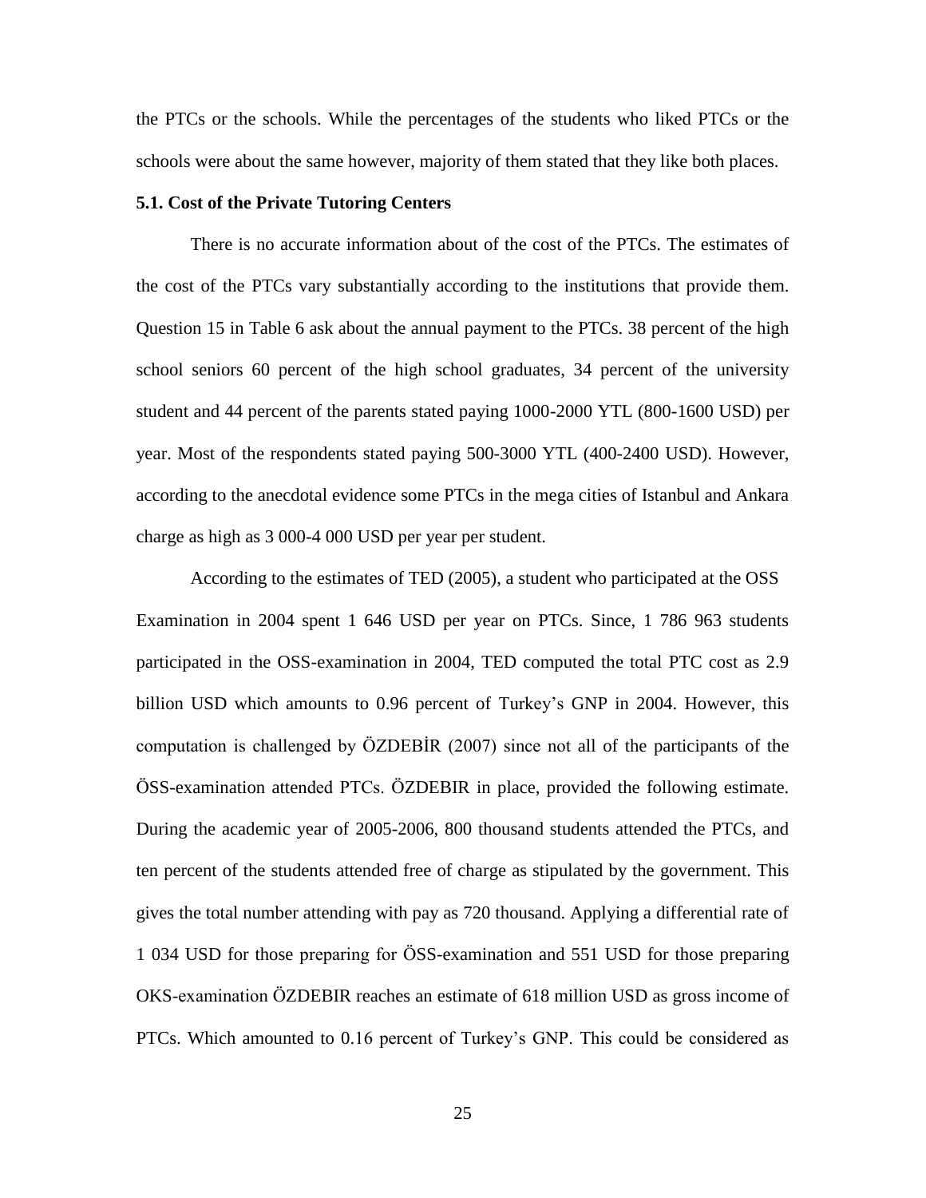the PTCs or the schools. While the percentages of the students who liked PTCs or the schools were about the same however, majority of them stated that they like both places.

### 5.1. Cost of the Private Tutoring Centers

There is no accurate information about of the cost of the PTCs. The estimates of the cost of the PTCs vary substantially according to the institutions that provide them. Question 15 in Table 6 ask about the annual payment to the PTCs. 38 percent of the high school seniors 60 percent of the high school graduates, 34 percent of the university student and 44 percent of the parents stated paying 1000-2000 YTL (800-1600 USD) per year. Most of the respondents stated paying 500-3000 YTL (400-2400 USD). However, according to the anecdotal evidence some PTCs in the mega cities of Istanbul and Ankara charge as high as 3 000-4 000 USD per year per student.

According to the estimates of TED (2005), a student who participated at the OSS Examination in 2004 spent 1 646 USD per year on PTCs. Since, 1 786 963 students participated in the OSS-examination in 2004, TED computed the total PTC cost as 2.9 billion USD which amounts to 0.96 percent of Turkey's GNP in 2004. However, this computation is challenged by ÖZDEBİR (2007) since not all of the participants of the ÖSS-examination attended PTCs. ÖZDEBIR in place, provided the following estimate. During the academic year of 2005-2006, 800 thousand students attended the PTCs, and ten percent of the students attended free of charge as stipulated by the government. This gives the total number attending with pay as 720 thousand. Applying a differential rate of 1 034 USD for those preparing for ÖSS-examination and 551 USD for those preparing OKS-examination ÖZDEBIR reaches an estimate of 618 million USD as gross income of PTCs. Which amounted to 0.16 percent of Turkey's GNP. This could be considered as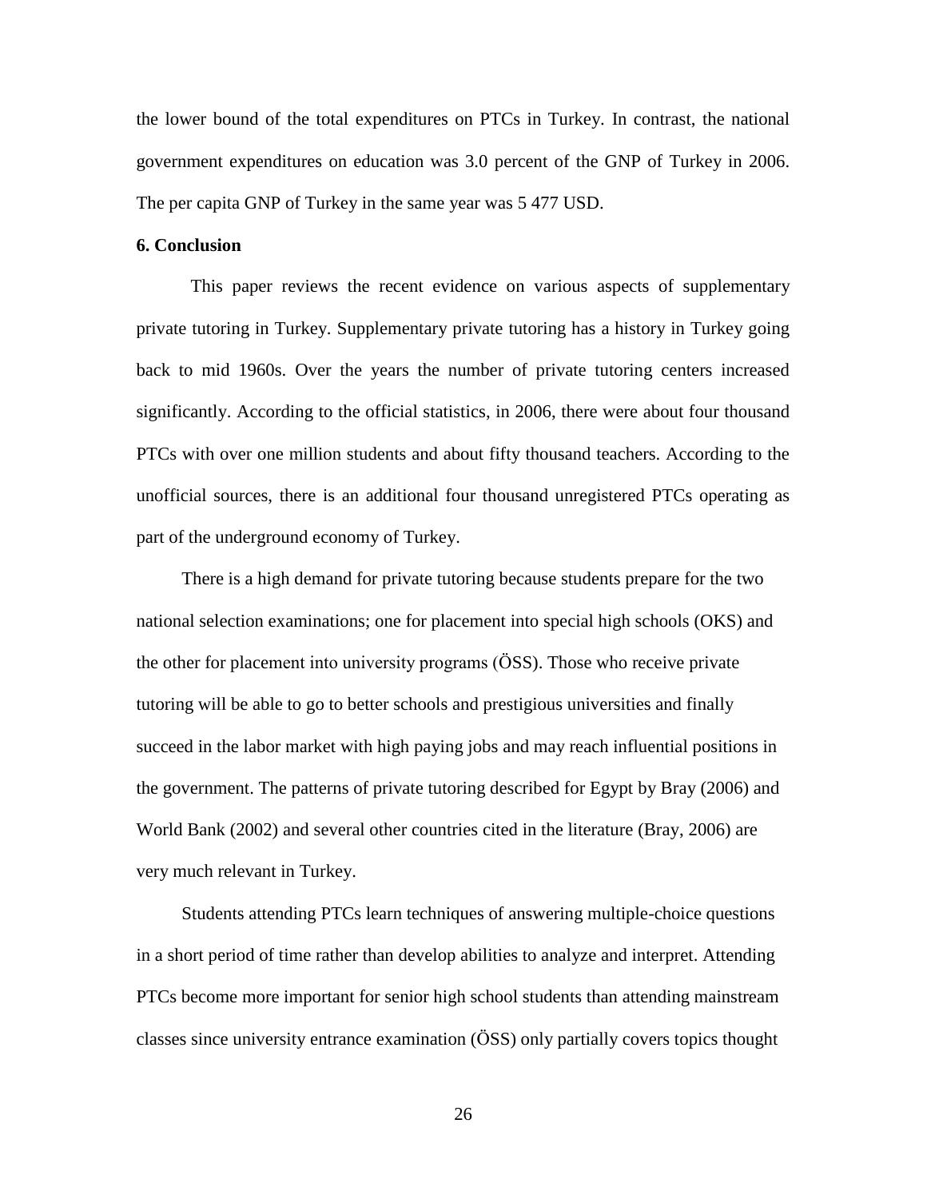the lower bound of the total expenditures on PTCs in Turkey. In contrast, the national government expenditures on education was 3.0 percent of the GNP of Turkey in 2006. The per capita GNP of Turkey in the same year was 5 477 USD.

## 6. Conclusion

This paper reviews the recent evidence on various aspects of supplementary private tutoring in Turkey. Supplementary private tutoring has a history in Turkey going back to mid 1960s. Over the years the number of private tutoring centers increased significantly. According to the official statistics, in 2006, there were about four thousand PTCs with over one million students and about fifty thousand teachers. According to the unofficial sources, there is an additional four thousand unregistered PTCs operating as part of the underground economy of Turkey.

There is a high demand for private tutoring because students prepare for the two national selection examinations; one for placement into special high schools (OKS) and the other for placement into university programs (ÖSS). Those who receive private tutoring will be able to go to better schools and prestigious universities and finally succeed in the labor market with high paying jobs and may reach influential positions in the government. The patterns of private tutoring described for Egypt by Bray (2006) and World Bank (2002) and several other countries cited in the literature (Bray, 2006) are very much relevant in Turkey.

Students attending PTCs learn techniques of answering multiple-choice questions in a short period of time rather than develop abilities to analyze and interpret. Attending PTCs become more important for senior high school students than attending mainstream classes since university entrance examination (ÖSS) only partially covers topics thought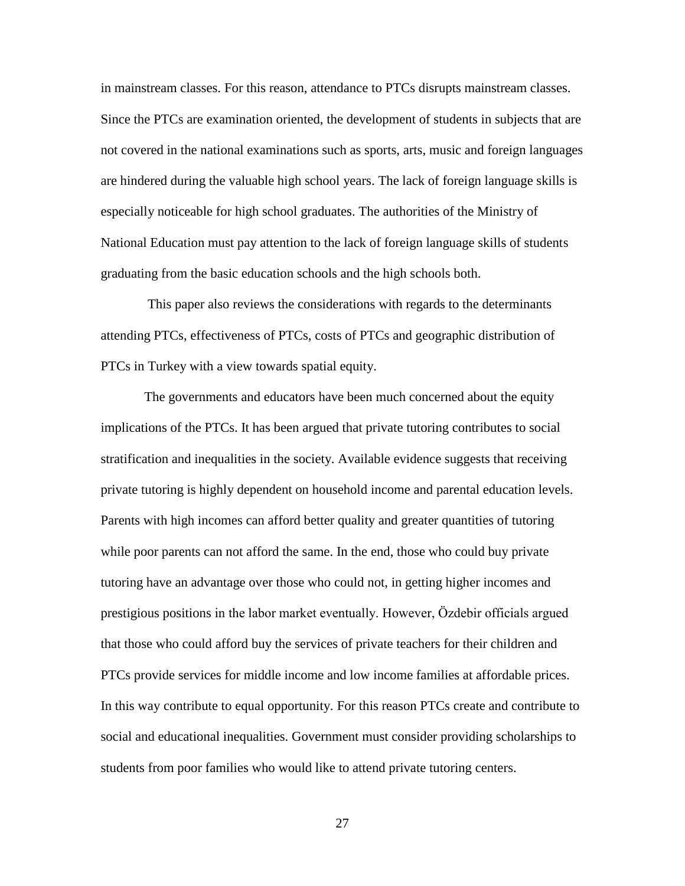in mainstream classes. For this reason, attendance to PTCs disrupts mainstream classes. Since the PTCs are examination oriented, the development of students in subjects that are not covered in the national examinations such as sports, arts, music and foreign languages are hindered during the valuable high school years. The lack of foreign language skills is especially noticeable for high school graduates. The authorities of the Ministry of National Education must pay attention to the lack of foreign language skills of students graduating from the basic education schools and the high schools both.

This paper also reviews the considerations with regards to the determinants attending PTCs, effectiveness of PTCs, costs of PTCs and geographic distribution of PTCs in Turkey with a view towards spatial equity.

The governments and educators have been much concerned about the equity implications of the PTCs. It has been argued that private tutoring contributes to social stratification and inequalities in the society. Available evidence suggests that receiving private tutoring is highly dependent on household income and parental education levels. Parents with high incomes can afford better quality and greater quantities of tutoring while poor parents can not afford the same. In the end, those who could buy private tutoring have an advantage over those who could not, in getting higher incomes and prestigious positions in the labor market eventually. However, Özdebir officials argued that those who could afford buy the services of private teachers for their children and PTCs provide services for middle income and low income families at affordable prices. In this way contribute to equal opportunity. For this reason PTCs create and contribute to social and educational inequalities. Government must consider providing scholarships to students from poor families who would like to attend private tutoring centers.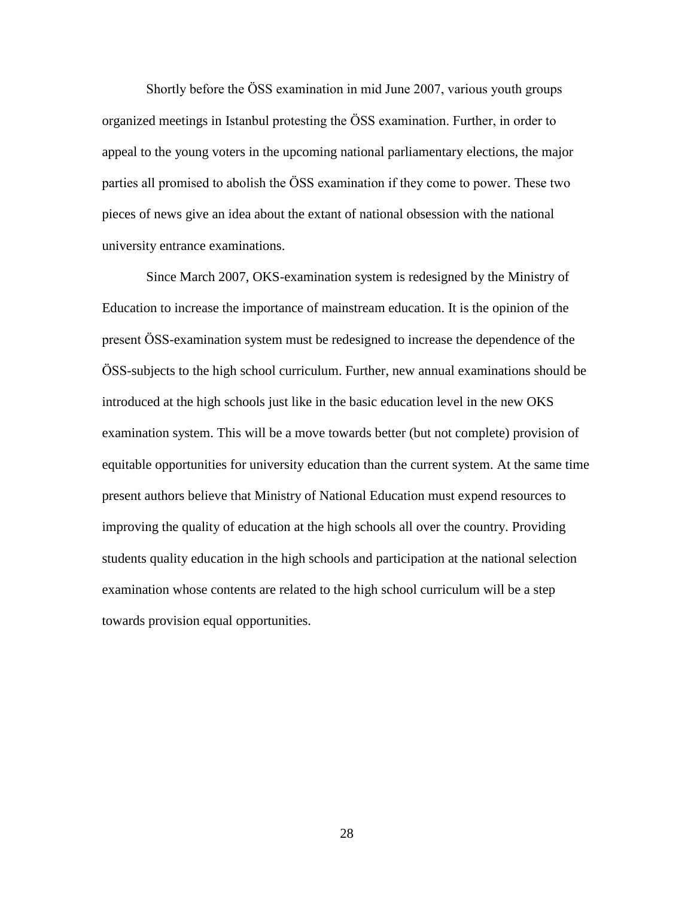Shortly before the ÖSS examination in mid June 2007, various youth groups organized meetings in Istanbul protesting the ÖSS examination. Further, in order to appeal to the young voters in the upcoming national parliamentary elections, the major parties all promised to abolish the ÖSS examination if they come to power. These two pieces of news give an idea about the extant of national obsession with the national university entrance examinations.

Since March 2007, OKS-examination system is redesigned by the Ministry of Education to increase the importance of mainstream education. It is the opinion of the present ÖSS-examination system must be redesigned to increase the dependence of the ÖSS-subjects to the high school curriculum. Further, new annual examinations should be introduced at the high schools just like in the basic education level in the new OKS examination system. This will be a move towards better (but not complete) provision of equitable opportunities for university education than the current system. At the same time present authors believe that Ministry of National Education must expend resources to improving the quality of education at the high schools all over the country. Providing students quality education in the high schools and participation at the national selection examination whose contents are related to the high school curriculum will be a step towards provision equal opportunities.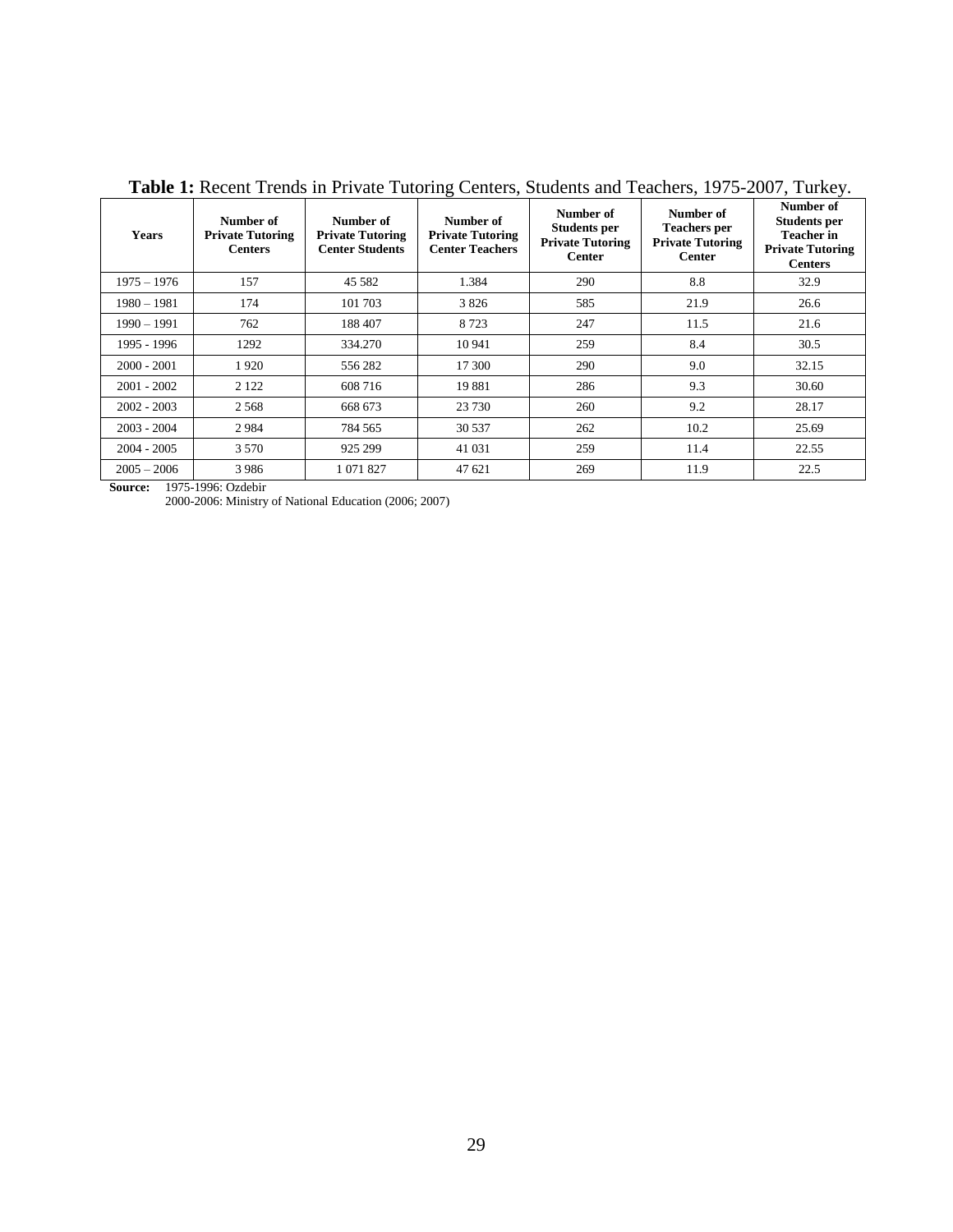**Table 1:** Recent Trends in Private Tutoring Centers, Students and Teachers, 1975-2007, Turkey.

| Years | Number of Private Tutoring Centers | Number of Private Tutoring Center Students | Number of Private Tutoring Center Teachers | Number of Students per Private Tutoring Center | Number of Teachers per Private Tutoring Center | Number of Students per Teacher in Private Tutoring Centers |
|---|---|---|---|---|---|---|
| 1975 – 1976 | 157 | 45 582 | 1.384 | 290 | 8.8 | 32.9 |
| 1980 – 1981 | 174 | 101 703 | 3 826 | 585 | 21.9 | 26.6 |
| 1990 – 1991 | 762 | 188 407 | 8 723 | 247 | 11.5 | 21.6 |
| 1995 - 1996 | 1292 | 334.270 | 10 941 | 259 | 8.4 | 30.5 |
| 2000 - 2001 | 1 920 | 556 282 | 17 300 | 290 | 9.0 | 32.15 |
| 2001 - 2002 | 2 122 | 608 716 | 19 881 | 286 | 9.3 | 30.60 |
| 2002 - 2003 | 2 568 | 668 673 | 23 730 | 260 | 9.2 | 28.17 |
| 2003 - 2004 | 2 984 | 784 565 | 30 537 | 262 | 10.2 | 25.69 |
| 2004 - 2005 | 3 570 | 925 299 | 41 031 | 259 | 11.4 | 22.55 |
| 2005 – 2006 | 3 986 | 1 071 827 | 47 621 | 269 | 11.9 | 22.5 |

**Source:** 1975-1996: Ozdebir
2000-2006: Ministry of National Education (2006; 2007)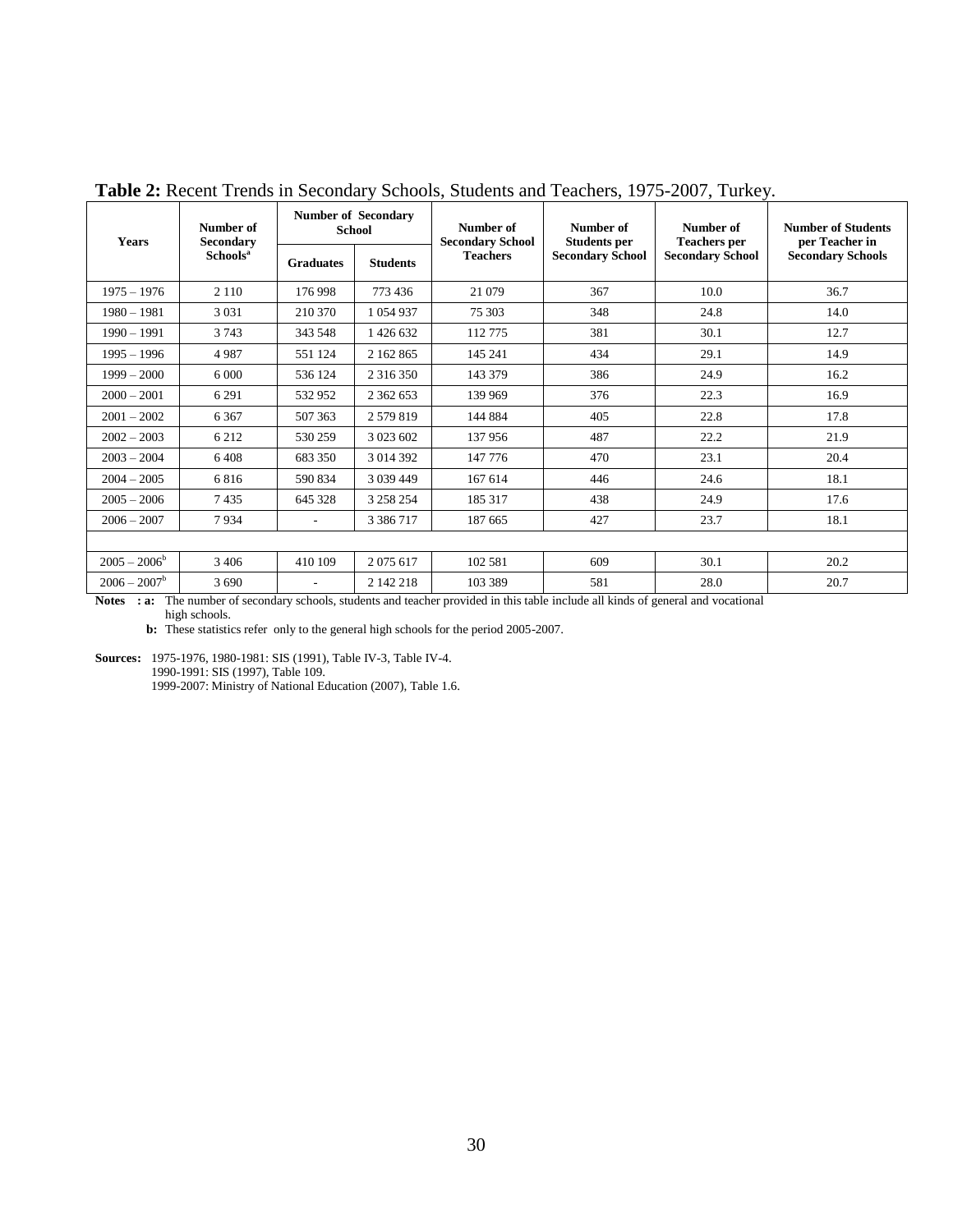**Table 2:** Recent Trends in Secondary Schools, Students and Teachers, 1975-2007, Turkey.

| Years | Number of Secondary Schools[a] | Number of Secondary School | | Number of Secondary School Teachers | Number of Students per Secondary School | Number of Teachers per Secondary School | Number of Students per Teacher in Secondary Schools |
|---|---|---|---|---|---|---|---|
| | | Graduates | Students | | | | |
| 1975 – 1976 | 2 110 | 176 998 | 773 436 | 21 079 | 367 | 10.0 | 36.7 |
| 1980 – 1981 | 3 031 | 210 370 | 1 054 937 | 75 303 | 348 | 24.8 | 14.0 |
| 1990 – 1991 | 3 743 | 343 548 | 1 426 632 | 112 775 | 381 | 30.1 | 12.7 |
| 1995 – 1996 | 4 987 | 551 124 | 2 162 865 | 145 241 | 434 | 29.1 | 14.9 |
| 1999 – 2000 | 6 000 | 536 124 | 2 316 350 | 143 379 | 386 | 24.9 | 16.2 |
| 2000 – 2001 | 6 291 | 532 952 | 2 362 653 | 139 969 | 376 | 22.3 | 16.9 |
| 2001 – 2002 | 6 367 | 507 363 | 2 579 819 | 144 884 | 405 | 22.8 | 17.8 |
| 2002 – 2003 | 6 212 | 530 259 | 3 023 602 | 137 956 | 487 | 22.2 | 21.9 |
| 2003 – 2004 | 6 408 | 683 350 | 3 014 392 | 147 776 | 470 | 23.1 | 20.4 |
| 2004 – 2005 | 6 816 | 590 834 | 3 039 449 | 167 614 | 446 | 24.6 | 18.1 |
| 2005 – 2006 | 7 435 | 645 328 | 3 258 254 | 185 317 | 438 | 24.9 | 17.6 |
| 2006 – 2007 | 7 934 | - | 3 386 717 | 187 665 | 427 | 23.7 | 18.1 |
| | | | | | | | |
| 2005 – 2006[b] | 3 406 | 410 109 | 2 075 617 | 102 581 | 609 | 30.1 | 20.2 |
| 2006 – 2007[b] | 3 690 | - | 2 142 218 | 103 389 | 581 | 28.0 | 20.7 |

**Notes : a:** The number of secondary schools, students and teacher provided in this table include all kinds of general and vocational high schools.

**b:** These statistics refer only to the general high schools for the period 2005-2007.

**Sources:** 1975-1976, 1980-1981: SIS (1991), Table IV-3, Table IV-4.
1990-1991: SIS (1997), Table 109.
1999-2007: Ministry of National Education (2007), Table 1.6.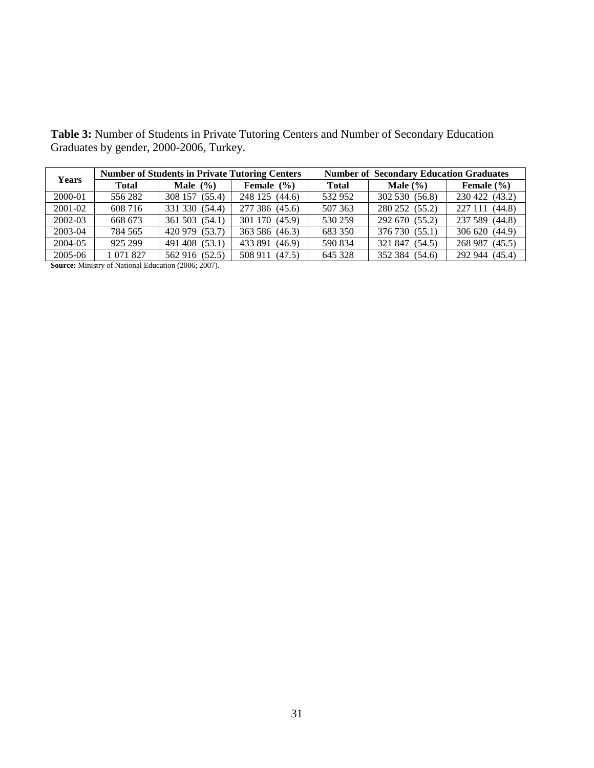**Table 3:** Number of Students in Private Tutoring Centers and Number of Secondary Education Graduates by gender, 2000-2006, Turkey.

| Years | Number of Students in Private Tutoring Centers | | | Number of Secondary Education Graduates | | |
|---|---|---|---|---|---|---|
| | **Total** | **Male (%)** | **Female (%)** | **Total** | **Male (%)** | **Female (%)** |
| 2000-01 | 556 282 | 308 157 (55.4) | 248 125 (44.6) | 532 952 | 302 530 (56.8) | 230 422 (43.2) |
| 2001-02 | 608 716 | 331 330 (54.4) | 277 386 (45.6) | 507 363 | 280 252 (55.2) | 227 111 (44.8) |
| 2002-03 | 668 673 | 361 503 (54.1) | 301 170 (45.9) | 530 259 | 292 670 (55.2) | 237 589 (44.8) |
| 2003-04 | 784 565 | 420 979 (53.7) | 363 586 (46.3) | 683 350 | 376 730 (55.1) | 306 620 (44.9) |
| 2004-05 | 925 299 | 491 408 (53.1) | 433 891 (46.9) | 590 834 | 321 847 (54.5) | 268 987 (45.5) |
| 2005-06 | 1 071 827 | 562 916 (52.5) | 508 911 (47.5) | 645 328 | 352 384 (54.6) | 292 944 (45.4) |

**Source:** Ministry of National Education (2006; 2007).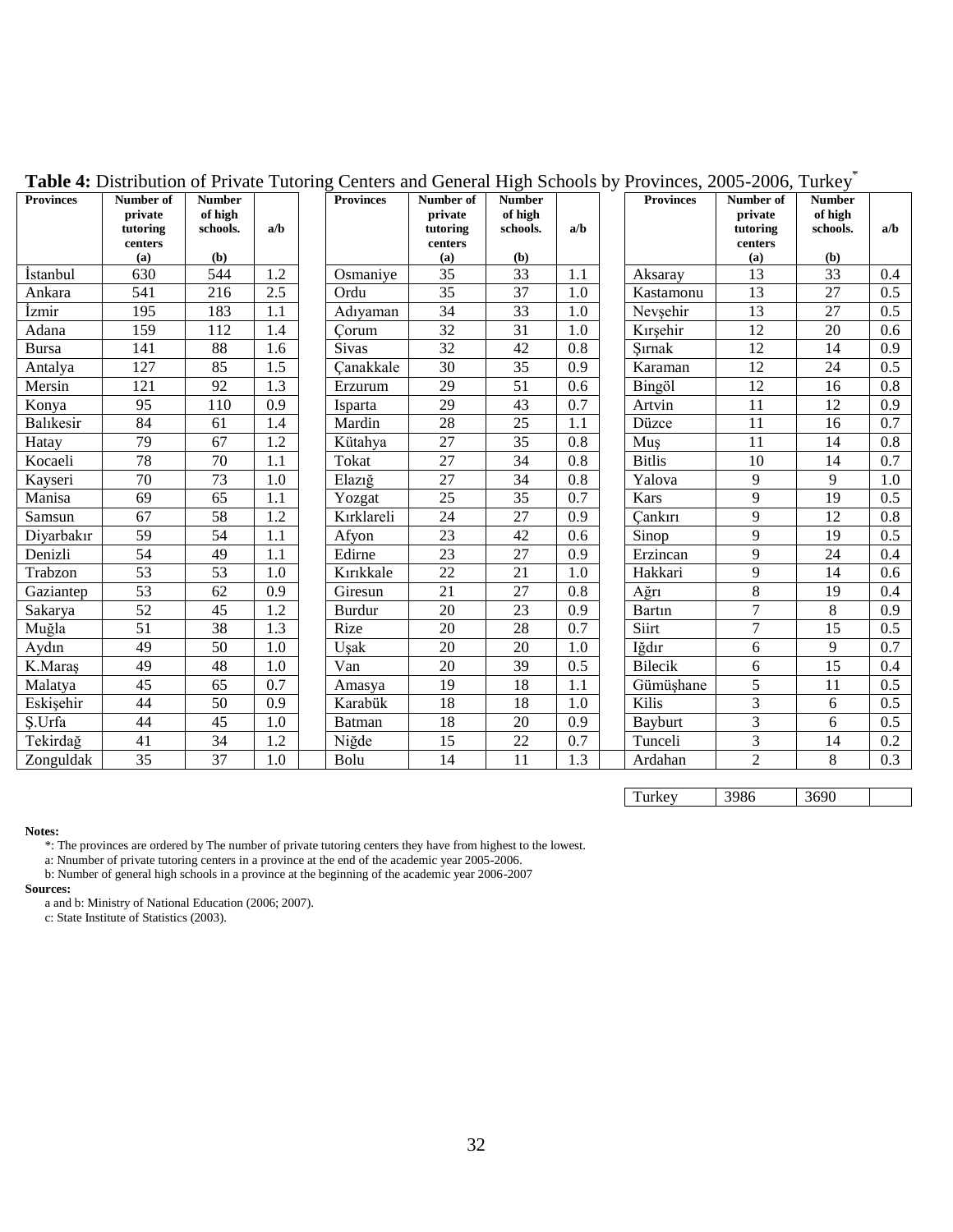**Table 4:** Distribution of Private Tutoring Centers and General High Schools by Provinces, 2005-2006, Turkey*

| Provinces | Number of private tutoring centers (a) | Number of high schools. (b) | a/b | Provinces | Number of private tutoring centers (a) | Number of high schools. (b) | a/b | Provinces | Number of private tutoring centers (a) | Number of high schools. (b) | a/b |
|---|---|---|---|---|---|---|---|---|---|---|---|
| İstanbul | 630 | 544 | 1.2 | Osmaniye | 35 | 33 | 1.1 | Aksaray | 13 | 33 | 0.4 |
| Ankara | 541 | 216 | 2.5 | Ordu | 35 | 37 | 1.0 | Kastamonu | 13 | 27 | 0.5 |
| İzmir | 195 | 183 | 1.1 | Adıyaman | 34 | 33 | 1.0 | Nevşehir | 13 | 27 | 0.5 |
| Adana | 159 | 112 | 1.4 | Çorum | 32 | 31 | 1.0 | Kırşehir | 12 | 20 | 0.6 |
| Bursa | 141 | 88 | 1.6 | Sivas | 32 | 42 | 0.8 | Şırnak | 12 | 14 | 0.9 |
| Antalya | 127 | 85 | 1.5 | Çanakkale | 30 | 35 | 0.9 | Karaman | 12 | 24 | 0.5 |
| Mersin | 121 | 92 | 1.3 | Erzurum | 29 | 51 | 0.6 | Bingöl | 12 | 16 | 0.8 |
| Konya | 95 | 110 | 0.9 | Isparta | 29 | 43 | 0.7 | Artvin | 11 | 12 | 0.9 |
| Balıkesir | 84 | 61 | 1.4 | Mardin | 28 | 25 | 1.1 | Düzce | 11 | 16 | 0.7 |
| Hatay | 79 | 67 | 1.2 | Kütahya | 27 | 35 | 0.8 | Muş | 11 | 14 | 0.8 |
| Kocaeli | 78 | 70 | 1.1 | Tokat | 27 | 34 | 0.8 | Bitlis | 10 | 14 | 0.7 |
| Kayseri | 70 | 73 | 1.0 | Elazığ | 27 | 34 | 0.8 | Yalova | 9 | 9 | 1.0 |
| Manisa | 69 | 65 | 1.1 | Yozgat | 25 | 35 | 0.7 | Kars | 9 | 19 | 0.5 |
| Samsun | 67 | 58 | 1.2 | Kırklareli | 24 | 27 | 0.9 | Çankırı | 9 | 12 | 0.8 |
| Diyarbakır | 59 | 54 | 1.1 | Afyon | 23 | 42 | 0.6 | Sinop | 9 | 19 | 0.5 |
| Denizli | 54 | 49 | 1.1 | Edirne | 23 | 27 | 0.9 | Erzincan | 9 | 24 | 0.4 |
| Trabzon | 53 | 53 | 1.0 | Kırıkkale | 22 | 21 | 1.0 | Hakkari | 9 | 14 | 0.6 |
| Gaziantep | 53 | 62 | 0.9 | Giresun | 21 | 27 | 0.8 | Ağrı | 8 | 19 | 0.4 |
| Sakarya | 52 | 45 | 1.2 | Burdur | 20 | 23 | 0.9 | Bartın | 7 | 8 | 0.9 |
| Muğla | 51 | 38 | 1.3 | Rize | 20 | 28 | 0.7 | Siirt | 7 | 15 | 0.5 |
| Aydın | 49 | 50 | 1.0 | Uşak | 20 | 20 | 1.0 | Iğdır | 6 | 9 | 0.7 |
| K.Maraş | 49 | 48 | 1.0 | Van | 20 | 39 | 0.5 | Bilecik | 6 | 15 | 0.4 |
| Malatya | 45 | 65 | 0.7 | Amasya | 19 | 18 | 1.1 | Gümüşhane | 5 | 11 | 0.5 |
| Eskişehir | 44 | 50 | 0.9 | Karabük | 18 | 18 | 1.0 | Kilis | 3 | 6 | 0.5 |
| Ş.Urfa | 44 | 45 | 1.0 | Batman | 18 | 20 | 0.9 | Bayburt | 3 | 6 | 0.5 |
| Tekirdağ | 41 | 34 | 1.2 | Niğde | 15 | 22 | 0.7 | Tunceli | 3 | 14 | 0.2 |
| Zonguldak | 35 | 37 | 1.0 | Bolu | 14 | 11 | 1.3 | Ardahan | 2 | 8 | 0.3 |
| | | | | | | | | Turkey | 3986 | 3690 | |

**Notes:**

*: The provinces are ordered by The number of private tutoring centers they have from highest to the lowest.

a: Nnumber of private tutoring centers in a province at the end of the academic year 2005-2006.

b: Number of general high schools in a province at the beginning of the academic year 2006-2007

**Sources:**

a and b: Ministry of National Education (2006; 2007).

c: State Institute of Statistics (2003).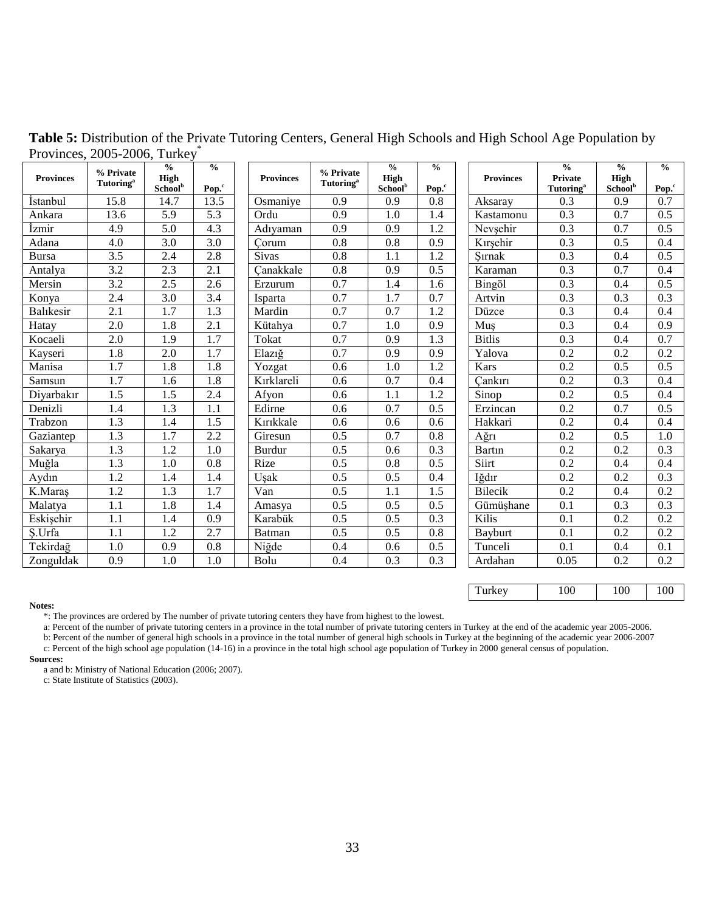**Table 5:** Distribution of the Private Tutoring Centers, General High Schools and High School Age Population by Provinces, 2005-2006, Turkey[*]

| Provinces | % Private Tutoring[a] | % High School[b] | % Pop.[c] | Provinces | % Private Tutoring[a] | % High School[b] | % Pop.[c] | Provinces | % Private Tutoring[a] | % High School[b] | % Pop.[c] |
|---|---|---|---|---|---|---|---|---|---|---|---|
| İstanbul | 15.8 | 14.7 | 13.5 | Osmaniye | 0.9 | 0.9 | 0.8 | Aksaray | 0.3 | 0.9 | 0.7 |
| Ankara | 13.6 | 5.9 | 5.3 | Ordu | 0.9 | 1.0 | 1.4 | Kastamonu | 0.3 | 0.7 | 0.5 |
| İzmir | 4.9 | 5.0 | 4.3 | Adıyaman | 0.9 | 0.9 | 1.2 | Nevşehir | 0.3 | 0.7 | 0.5 |
| Adana | 4.0 | 3.0 | 3.0 | Çorum | 0.8 | 0.8 | 0.9 | Kırşehir | 0.3 | 0.5 | 0.4 |
| Bursa | 3.5 | 2.4 | 2.8 | Sivas | 0.8 | 1.1 | 1.2 | Şırnak | 0.3 | 0.4 | 0.5 |
| Antalya | 3.2 | 2.3 | 2.1 | Çanakkale | 0.8 | 0.9 | 0.5 | Karaman | 0.3 | 0.7 | 0.4 |
| Mersin | 3.2 | 2.5 | 2.6 | Erzurum | 0.7 | 1.4 | 1.6 | Bingöl | 0.3 | 0.4 | 0.5 |
| Konya | 2.4 | 3.0 | 3.4 | Isparta | 0.7 | 1.7 | 0.7 | Artvin | 0.3 | 0.3 | 0.3 |
| Balıkesir | 2.1 | 1.7 | 1.3 | Mardin | 0.7 | 0.7 | 1.2 | Düzce | 0.3 | 0.4 | 0.4 |
| Hatay | 2.0 | 1.8 | 2.1 | Kütahya | 0.7 | 1.0 | 0.9 | Muş | 0.3 | 0.4 | 0.9 |
| Kocaeli | 2.0 | 1.9 | 1.7 | Tokat | 0.7 | 0.9 | 1.3 | Bitlis | 0.3 | 0.4 | 0.7 |
| Kayseri | 1.8 | 2.0 | 1.7 | Elazığ | 0.7 | 0.9 | 0.9 | Yalova | 0.2 | 0.2 | 0.2 |
| Manisa | 1.7 | 1.8 | 1.8 | Yozgat | 0.6 | 1.0 | 1.2 | Kars | 0.2 | 0.5 | 0.5 |
| Samsun | 1.7 | 1.6 | 1.8 | Kırklareli | 0.6 | 0.7 | 0.4 | Çankırı | 0.2 | 0.3 | 0.4 |
| Diyarbakır | 1.5 | 1.5 | 2.4 | Afyon | 0.6 | 1.1 | 1.2 | Sinop | 0.2 | 0.5 | 0.4 |
| Denizli | 1.4 | 1.3 | 1.1 | Edirne | 0.6 | 0.7 | 0.5 | Erzincan | 0.2 | 0.7 | 0.5 |
| Trabzon | 1.3 | 1.4 | 1.5 | Kırıkkale | 0.6 | 0.6 | 0.6 | Hakkari | 0.2 | 0.4 | 0.4 |
| Gaziantep | 1.3 | 1.7 | 2.2 | Giresun | 0.5 | 0.7 | 0.8 | Ağrı | 0.2 | 0.5 | 1.0 |
| Sakarya | 1.3 | 1.2 | 1.0 | Burdur | 0.5 | 0.6 | 0.3 | Bartın | 0.2 | 0.2 | 0.3 |
| Muğla | 1.3 | 1.0 | 0.8 | Rize | 0.5 | 0.8 | 0.5 | Siirt | 0.2 | 0.4 | 0.4 |
| Aydın | 1.2 | 1.4 | 1.4 | Uşak | 0.5 | 0.5 | 0.4 | Iğdır | 0.2 | 0.2 | 0.3 |
| K.Maraş | 1.2 | 1.3 | 1.7 | Van | 0.5 | 1.1 | 1.5 | Bilecik | 0.2 | 0.4 | 0.2 |
| Malatya | 1.1 | 1.8 | 1.4 | Amasya | 0.5 | 0.5 | 0.5 | Gümüşhane | 0.1 | 0.3 | 0.3 |
| Eskişehir | 1.1 | 1.4 | 0.9 | Karabük | 0.5 | 0.5 | 0.3 | Kilis | 0.1 | 0.2 | 0.2 |
| Ş.Urfa | 1.1 | 1.2 | 2.7 | Batman | 0.5 | 0.5 | 0.8 | Bayburt | 0.1 | 0.2 | 0.2 |
| Tekirdağ | 1.0 | 0.9 | 0.8 | Niğde | 0.4 | 0.6 | 0.5 | Tunceli | 0.1 | 0.4 | 0.1 |
| Zonguldak | 0.9 | 1.0 | 1.0 | Bolu | 0.4 | 0.3 | 0.3 | Ardahan | 0.05 | 0.2 | 0.2 |
| | | | | | | | | Turkey | 100 | 100 | 100 |

**Notes:**

*: The provinces are ordered by The number of private tutoring centers they have from highest to the lowest.

a: Percent of the number of private tutoring centers in a province in the total number of private tutoring centers in Turkey at the end of the academic year 2005-2006.

b: Percent of the number of general high schools in a province in the total number of general high schools in Turkey at the beginning of the academic year 2006-2007

c: Percent of the high school age population (14-16) in a province in the total high school age population of Turkey in 2000 general census of population.

**Sources:**

a and b: Ministry of National Education (2006; 2007).

c: State Institute of Statistics (2003).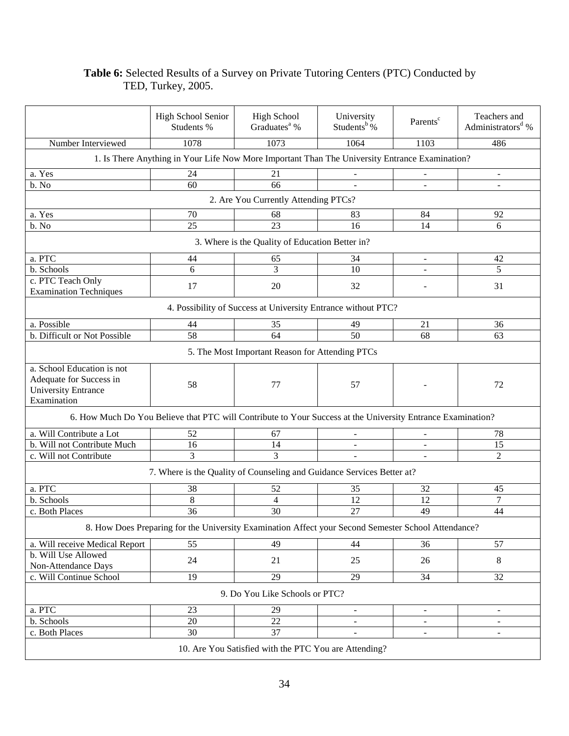**Table 6:** Selected Results of a Survey on Private Tutoring Centers (PTC) Conducted by TED, Turkey, 2005.

| | High School Senior Students % | High School Graduates[a] % | University Students[b] % | Parents[c] | Teachers and Administrators[d] % |
|---|---|---|---|---|---|
| Number Interviewed | 1078 | 1073 | 1064 | 1103 | 486 |
| **1. Is There Anything in Your Life Now More Important Than The University Entrance Examination?** | | | | | |
| a. Yes | 24 | 21 | - | - | - |
| b. No | 60 | 66 | - | - | - |
| **2. Are You Currently Attending PTCs?** | | | | | |
| a. Yes | 70 | 68 | 83 | 84 | 92 |
| b. No | 25 | 23 | 16 | 14 | 6 |
| **3. Where is the Quality of Education Better in?** | | | | | |
| a. PTC | 44 | 65 | 34 | - | 42 |
| b. Schools | 6 | 3 | 10 | - | 5 |
| c. PTC Teach Only Examination Techniques | 17 | 20 | 32 | - | 31 |
| **4. Possibility of Success at University Entrance without PTC?** | | | | | |
| a. Possible | 44 | 35 | 49 | 21 | 36 |
| b. Difficult or Not Possible | 58 | 64 | 50 | 68 | 63 |
| **5. The Most Important Reason for Attending PTCs** | | | | | |
| a. School Education is not Adequate for Success in University Entrance Examination | 58 | 77 | 57 | - | 72 |
| **6. How Much Do You Believe that PTC will Contribute to Your Success at the University Entrance Examination?** | | | | | |
| a. Will Contribute a Lot | 52 | 67 | - | - | 78 |
| b. Will not Contribute Much | 16 | 14 | - | - | 15 |
| c. Will not Contribute | 3 | 3 | - | - | 2 |
| **7. Where is the Quality of Counseling and Guidance Services Better at?** | | | | | |
| a. PTC | 38 | 52 | 35 | 32 | 45 |
| b. Schools | 8 | 4 | 12 | 12 | 7 |
| c. Both Places | 36 | 30 | 27 | 49 | 44 |
| **8. How Does Preparing for the University Examination Affect your Second Semester School Attendance?** | | | | | |
| a. Will receive Medical Report | 55 | 49 | 44 | 36 | 57 |
| b. Will Use Allowed Non-Attendance Days | 24 | 21 | 25 | 26 | 8 |
| c. Will Continue School | 19 | 29 | 29 | 34 | 32 |
| **9. Do You Like Schools or PTC?** | | | | | |
| a. PTC | 23 | 29 | - | - | - |
| b. Schools | 20 | 22 | - | - | - |
| c. Both Places | 30 | 37 | - | - | - |
| **10. Are You Satisfied with the PTC You are Attending?** | | | | | |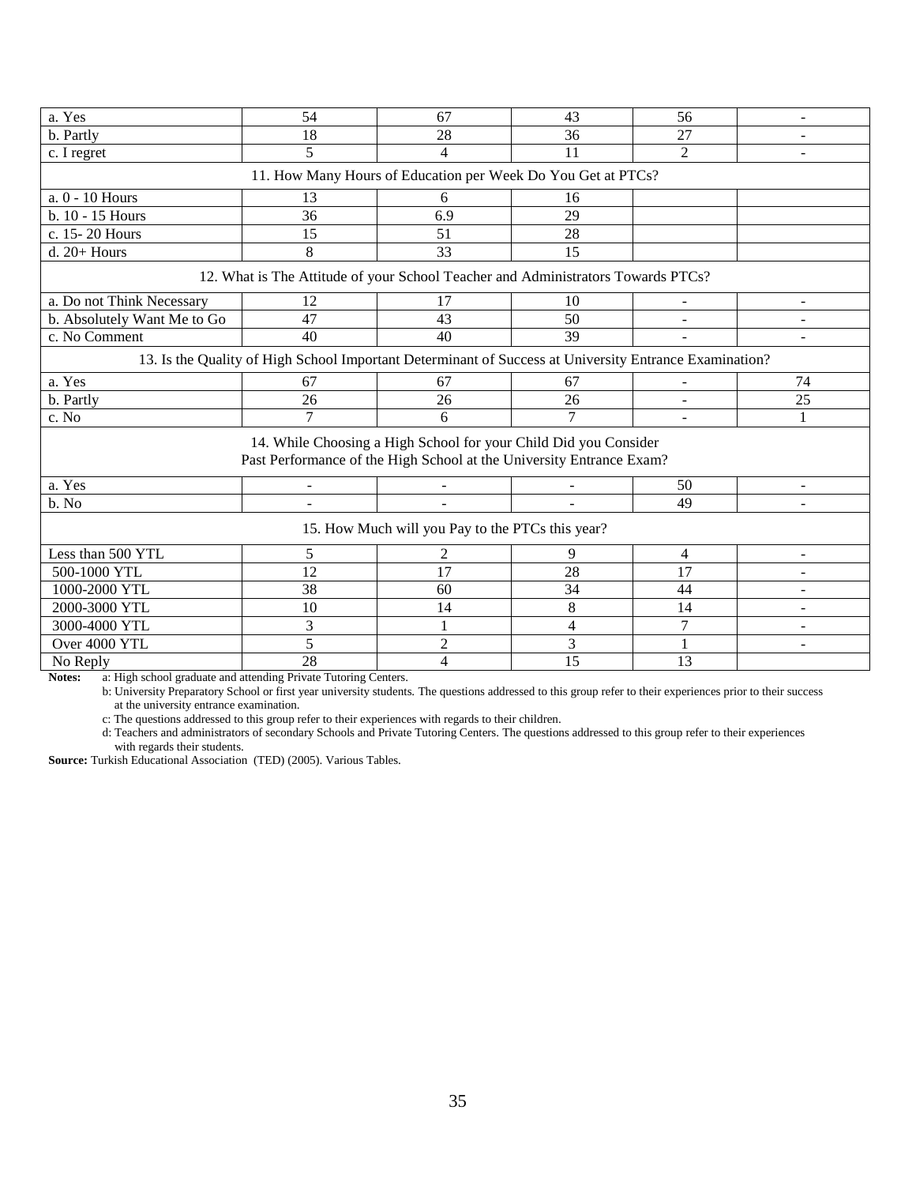| | | | | | |
|---|---|---|---|---|---|
| a. Yes | 54 | 67 | 43 | 56 | - |
| b. Partly | 18 | 28 | 36 | 27 | - |
| c. I regret | 5 | 4 | 11 | 2 | - |
| 11. How Many Hours of Education per Week Do You Get at PTCs? | | | | | |
| a. 0 - 10 Hours | 13 | 6 | 16 | | |
| b. 10 - 15 Hours | 36 | 6.9 | 29 | | |
| c. 15- 20 Hours | 15 | 51 | 28 | | |
| d. 20+ Hours | 8 | 33 | 15 | | |
| 12. What is The Attitude of your School Teacher and Administrators Towards PTCs? | | | | | |
| a. Do not Think Necessary | 12 | 17 | 10 | - | - |
| b. Absolutely Want Me to Go | 47 | 43 | 50 | - | - |
| c. No Comment | 40 | 40 | 39 | - | - |
| 13. Is the Quality of High School Important Determinant of Success at University Entrance Examination? | | | | | |
| a. Yes | 67 | 67 | 67 | - | 74 |
| b. Partly | 26 | 26 | 26 | - | 25 |
| c. No | 7 | 6 | 7 | - | 1 |
| 14. While Choosing a High School for your Child Did you Consider Past Performance of the High School at the University Entrance Exam? | | | | | |
| a. Yes | - | - | - | 50 | - |
| b. No | - | - | - | 49 | - |
| 15. How Much will you Pay to the PTCs this year? | | | | | |
| Less than 500 YTL | 5 | 2 | 9 | 4 | - |
| 500-1000 YTL | 12 | 17 | 28 | 17 | - |
| 1000-2000 YTL | 38 | 60 | 34 | 44 | - |
| 2000-3000 YTL | 10 | 14 | 8 | 14 | - |
| 3000-4000 YTL | 3 | 1 | 4 | 7 | - |
| Over 4000 YTL | 5 | 2 | 3 | 1 | - |
| No Reply | 28 | 4 | 15 | 13 | |

**Notes:** a: High school graduate and attending Private Tutoring Centers.

b: University Preparatory School or first year university students. The questions addressed to this group refer to their experiences prior to their success at the university entrance examination.

c: The questions addressed to this group refer to their experiences with regards to their children.

d: Teachers and administrators of secondary Schools and Private Tutoring Centers. The questions addressed to this group refer to their experiences with regards their students.

**Source:** Turkish Educational Association (TED) (2005). Various Tables.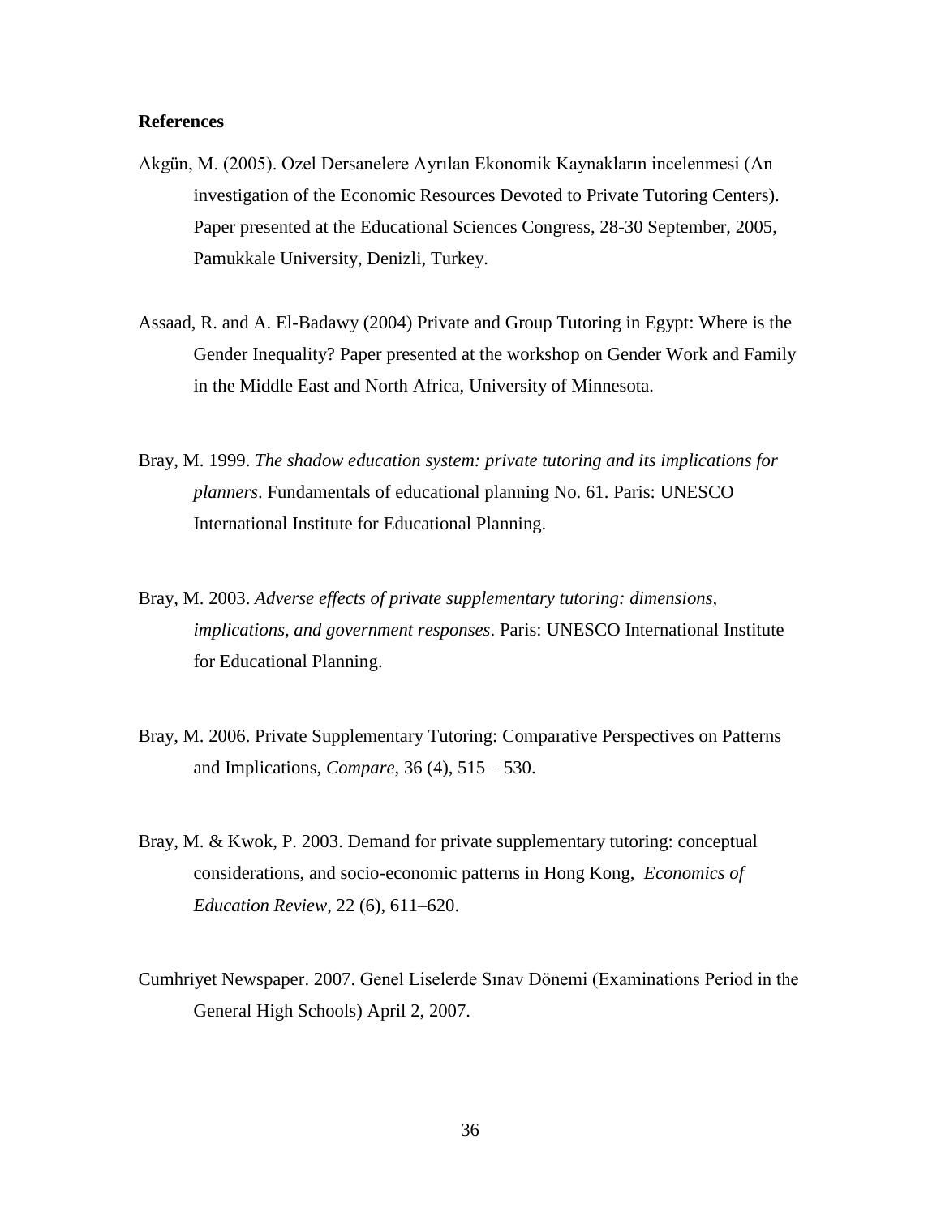**References**

Akgün, M. (2005). Ozel Dersanelere Ayrılan Ekonomik Kaynakların incelenmesi (An investigation of the Economic Resources Devoted to Private Tutoring Centers). Paper presented at the Educational Sciences Congress, 28-30 September, 2005, Pamukkale University, Denizli, Turkey.

Assaad, R. and A. El-Badawy (2004) Private and Group Tutoring in Egypt: Where is the Gender Inequality? Paper presented at the workshop on Gender Work and Family in the Middle East and North Africa, University of Minnesota.

Bray, M. 1999. *The shadow education system: private tutoring and its implications for planners*. Fundamentals of educational planning No. 61. Paris: UNESCO International Institute for Educational Planning.

Bray, M. 2003. *Adverse effects of private supplementary tutoring: dimensions, implications, and government responses*. Paris: UNESCO International Institute for Educational Planning.

Bray, M. 2006. Private Supplementary Tutoring: Comparative Perspectives on Patterns and Implications, *Compare*, 36 (4), 515 – 530.

Bray, M. & Kwok, P. 2003. Demand for private supplementary tutoring: conceptual considerations, and socio-economic patterns in Hong Kong, *Economics of Education Review*, 22 (6), 611–620.

Cumhriyet Newspaper. 2007. Genel Liselerde Sınav Dönemi (Examinations Period in the General High Schools) April 2, 2007.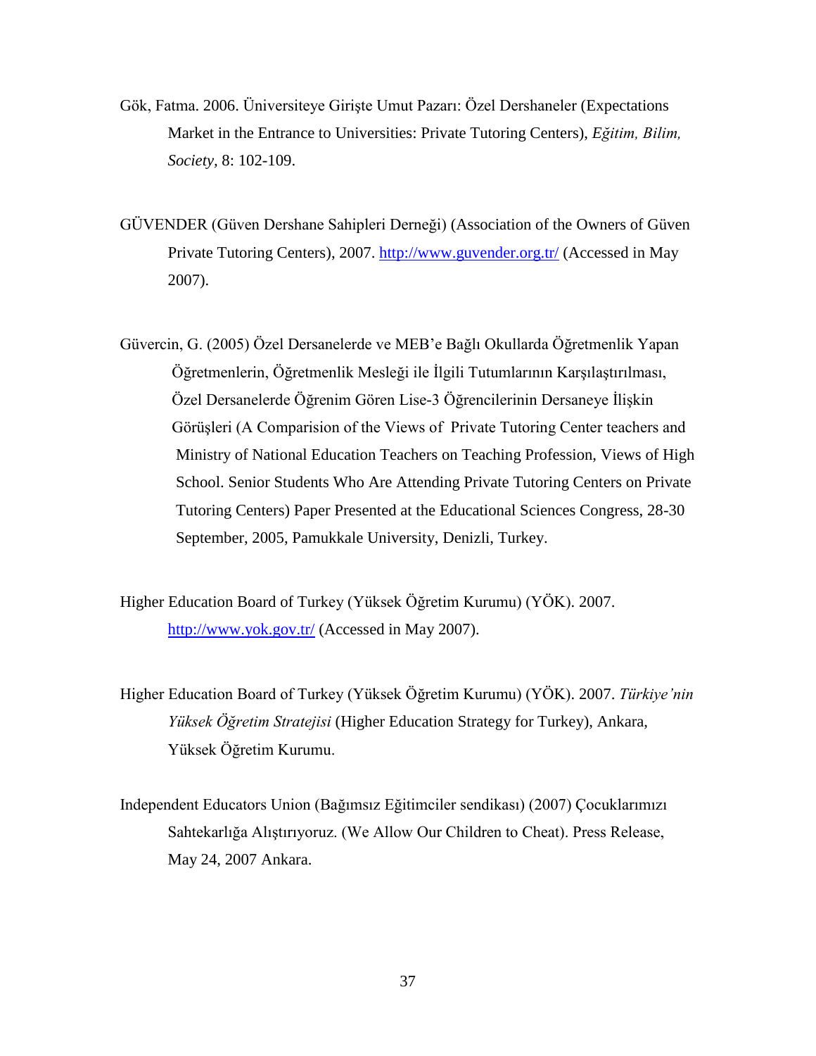Gök, Fatma. 2006. Üniversiteye Girişte Umut Pazarı: Özel Dershaneler (Expectations Market in the Entrance to Universities: Private Tutoring Centers), *Eğitim, Bilim, Society,* 8: 102-109.

GÜVENDER (Güven Dershane Sahipleri Derneği) (Association of the Owners of Güven Private Tutoring Centers), 2007. http://www.guvender.org.tr/ (Accessed in May 2007).

Güvercin, G. (2005) Özel Dersanelerde ve MEB'e Bağlı Okullarda Öğretmenlik Yapan Öğretmenlerin, Öğretmenlik Mesleği ile İlgili Tutumlarının Karşılaştırılması, Özel Dersanelerde Öğrenim Gören Lise-3 Öğrencilerinin Dersaneye İlişkin Görüşleri (A Comparision of the Views of Private Tutoring Center teachers and Ministry of National Education Teachers on Teaching Profession, Views of High School. Senior Students Who Are Attending Private Tutoring Centers on Private Tutoring Centers) Paper Presented at the Educational Sciences Congress, 28-30 September, 2005, Pamukkale University, Denizli, Turkey.

Higher Education Board of Turkey (Yüksek Öğretim Kurumu) (YÖK). 2007. http://www.yok.gov.tr/ (Accessed in May 2007).

Higher Education Board of Turkey (Yüksek Öğretim Kurumu) (YÖK). 2007. *Türkiye'nin Yüksek Öğretim Stratejisi* (Higher Education Strategy for Turkey), Ankara, Yüksek Öğretim Kurumu.

Independent Educators Union (Bağımsız Eğitimciler sendikası) (2007) Çocuklarımızı Sahtekarlığa Alıştırıyoruz. (We Allow Our Children to Cheat). Press Release, May 24, 2007 Ankara.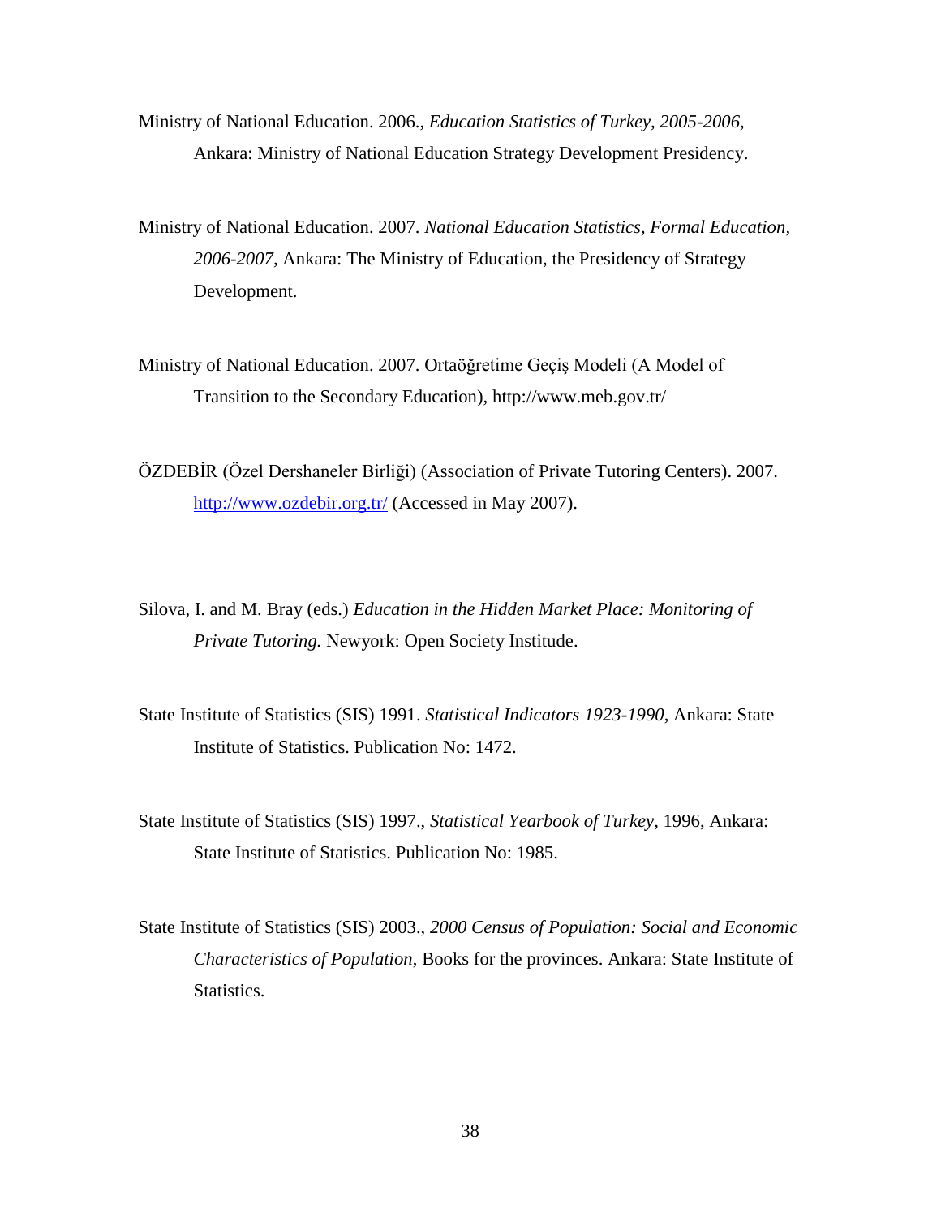Ministry of National Education. 2006., *Education Statistics of Turkey, 2005-2006,* Ankara: Ministry of National Education Strategy Development Presidency.

Ministry of National Education. 2007. *National Education Statistics, Formal Education, 2006-2007,* Ankara: The Ministry of Education, the Presidency of Strategy Development.

Ministry of National Education. 2007. Ortaöğretime Geçiş Modeli (A Model of Transition to the Secondary Education), http://www.meb.gov.tr/

ÖZDEBİR (Özel Dershaneler Birliği) (Association of Private Tutoring Centers). 2007. http://www.ozdebir.org.tr/ (Accessed in May 2007).

Silova, I. and M. Bray (eds.) *Education in the Hidden Market Place: Monitoring of Private Tutoring.* Newyork: Open Society Institute.

State Institute of Statistics (SIS) 1991. *Statistical Indicators 1923-1990*, Ankara: State Institute of Statistics. Publication No: 1472.

State Institute of Statistics (SIS) 1997., *Statistical Yearbook of Turkey*, 1996, Ankara: State Institute of Statistics. Publication No: 1985.

State Institute of Statistics (SIS) 2003., *2000 Census of Population: Social and Economic Characteristics of Population*, Books for the provinces. Ankara: State Institute of Statistics.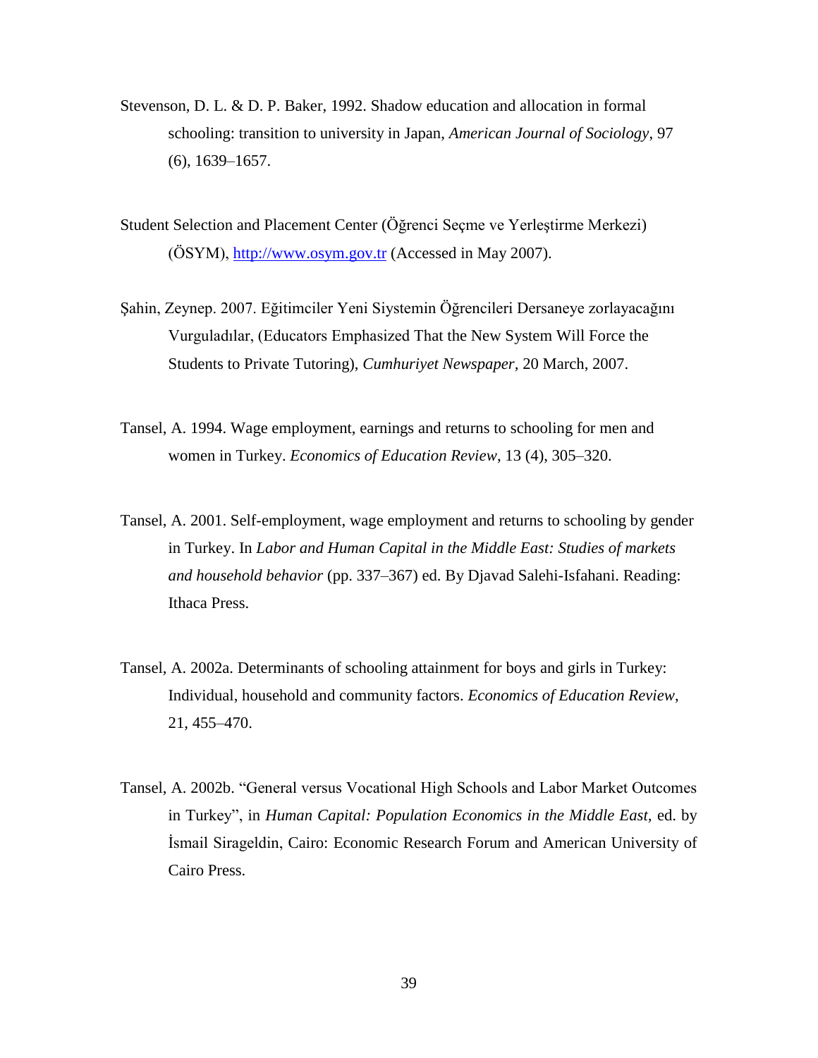Stevenson, D. L. & D. P. Baker, 1992. Shadow education and allocation in formal schooling: transition to university in Japan, *American Journal of Sociology*, 97 (6), 1639–1657.

Student Selection and Placement Center (Öğrenci Seçme ve Yerleştirme Merkezi) (ÖSYM), [http://www.osym.gov.tr](http://www.osym.gov.tr) (Accessed in May 2007).

Şahin, Zeynep. 2007. Eğitimciler Yeni Siystemin Öğrencileri Dersaneye zorlayacağını Vurguladılar, (Educators Emphasized That the New System Will Force the Students to Private Tutoring), *Cumhuriyet Newspaper*, 20 March, 2007.

Tansel, A. 1994. Wage employment, earnings and returns to schooling for men and women in Turkey. *Economics of Education Review*, 13 (4), 305–320.

Tansel, A. 2001. Self-employment, wage employment and returns to schooling by gender in Turkey. In *Labor and Human Capital in the Middle East: Studies of markets and household behavior* (pp. 337–367) ed. By Djavad Salehi-Isfahani. Reading: Ithaca Press.

Tansel, A. 2002a. Determinants of schooling attainment for boys and girls in Turkey: Individual, household and community factors. *Economics of Education Review*, 21, 455–470.

Tansel, A. 2002b. "General versus Vocational High Schools and Labor Market Outcomes in Turkey", in *Human Capital: Population Economics in the Middle East*, ed. by İsmail Sirageldin, Cairo: Economic Research Forum and American University of Cairo Press.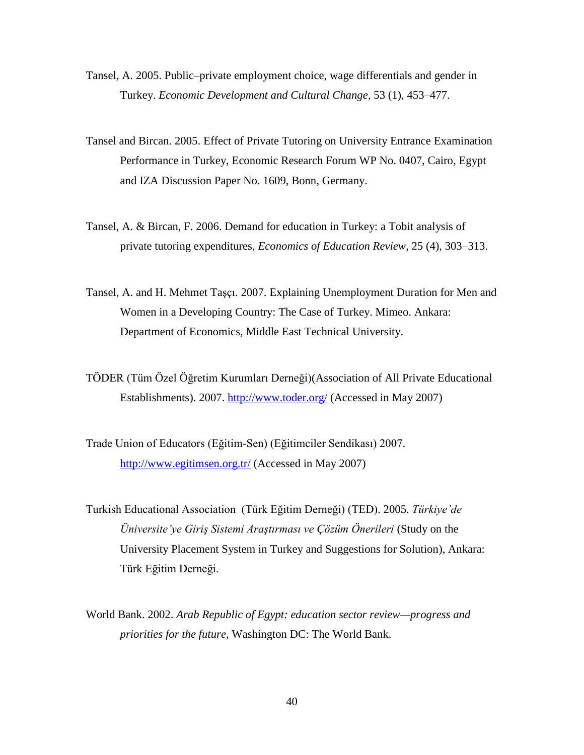Tansel, A. 2005. Public–private employment choice, wage differentials and gender in Turkey. *Economic Development and Cultural Change*, 53 (1), 453–477.

Tansel and Bircan. 2005. Effect of Private Tutoring on University Entrance Examination Performance in Turkey, Economic Research Forum WP No. 0407, Cairo, Egypt and IZA Discussion Paper No. 1609, Bonn, Germany.

Tansel, A. & Bircan, F. 2006. Demand for education in Turkey: a Tobit analysis of private tutoring expenditures, *Economics of Education Review*, 25 (4), 303–313.

Tansel, A. and H. Mehmet Taşçı. 2007. Explaining Unemployment Duration for Men and Women in a Developing Country: The Case of Turkey. Mimeo. Ankara: Department of Economics, Middle East Technical University.

TÖDER (Tüm Özel Öğretim Kurumları Derneği)(Association of All Private Educational Establishments). 2007. http://www.toder.org/ (Accessed in May 2007)

Trade Union of Educators (Eğitim-Sen) (Eğitimciler Sendikası) 2007. http://www.egitimsen.org.tr/ (Accessed in May 2007)

Turkish Educational Association (Türk Eğitim Derneği) (TED). 2005. *Türkiye'de Üniversite'ye Giriş Sistemi Araştırması ve Çözüm Önerileri* (Study on the University Placement System in Turkey and Suggestions for Solution), Ankara: Türk Eğitim Derneği.

World Bank. 2002. *Arab Republic of Egypt: education sector review—progress and priorities for the future*, Washington DC: The World Bank.